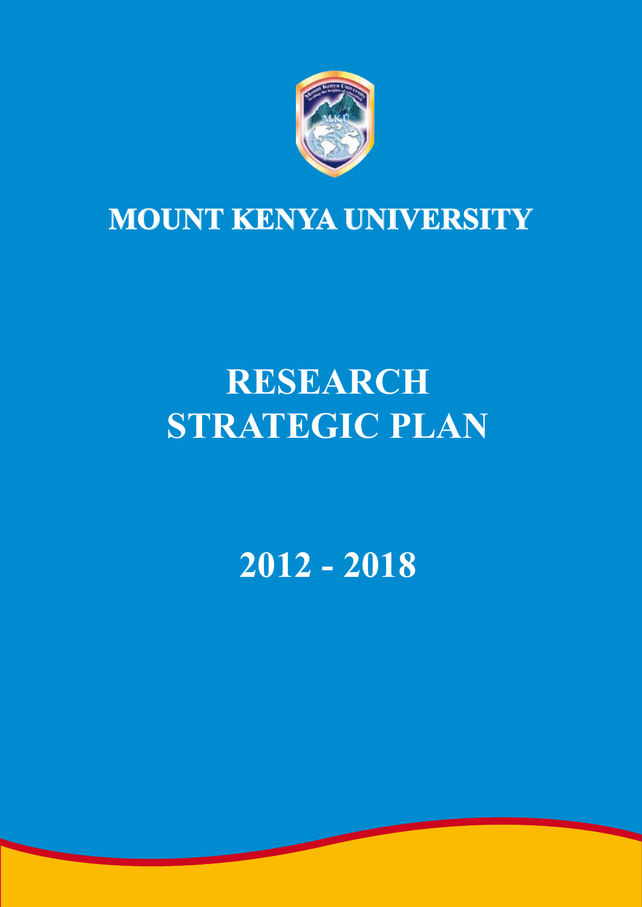# MOUNT KENYA UNIVERSITY

# RESEARCH STRATEGIC PLAN

# 2012 - 2018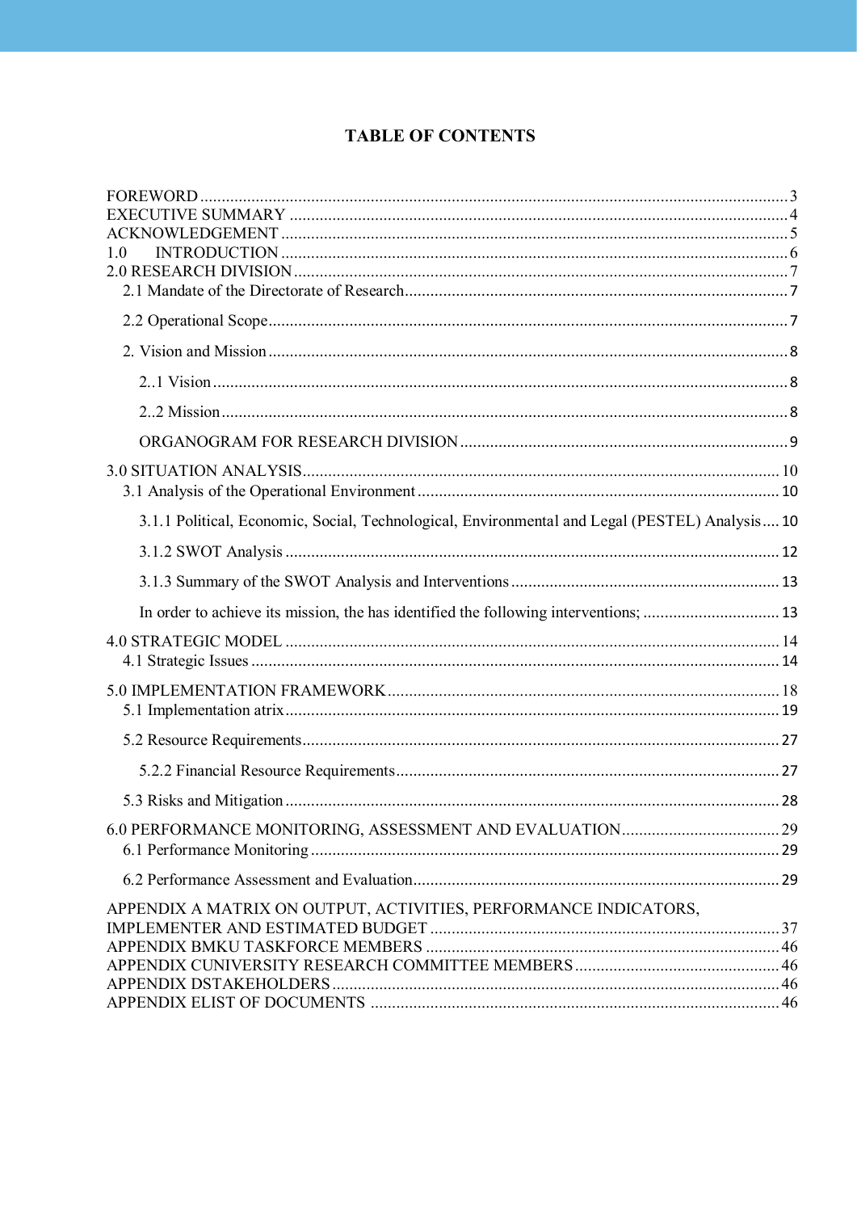# TABLE OF CONTENTS

FOREWORD ........................................................................................................................ 3
EXECUTIVE SUMMARY .................................................................................................... 4
ACKNOWLEDGEMENT ...................................................................................................... 5
1.0 INTRODUCTION ........................................................................................................ 6
2.0 RESEARCH DIVISION .................................................................................................... 7
  2.1 Mandate of the Directorate of Research ......................................................................... 7
  2.2 Operational Scope ........................................................................................................ 7
  2. Vision and Mission ........................................................................................................ 8
    2..1 Vision ..................................................................................................................... 8
    2..2 Mission ................................................................................................................... 8
    ORGANOGRAM FOR RESEARCH DIVISION ............................................................. 9
3.0 SITUATION ANALYSIS ............................................................................................... 10
  3.1 Analysis of the Operational Environment ..................................................................... 10
    3.1.1 Political, Economic, Social, Technological, Environmental and Legal (PESTEL) Analysis .... 10
    3.1.2 SWOT Analysis ...................................................................................................... 12
    3.1.3 Summary of the SWOT Analysis and Interventions .................................................. 13
    In order to achieve its mission, the has identified the following interventions; ................ 13
4.0 STRATEGIC MODEL .................................................................................................... 14
  4.1 Strategic Issues ........................................................................................................... 14
5.0 IMPLEMENTATION FRAMEWORK ............................................................................ 18
  5.1 Implementation atrix .................................................................................................... 19
  5.2 Resource Requirements ............................................................................................... 27
    5.2.2 Financial Resource Requirements ........................................................................... 27
  5.3 Risks and Mitigation .................................................................................................... 28
6.0 PERFORMANCE MONITORING, ASSESSMENT AND EVALUATION ........................ 29
  6.1 Performance Monitoring .............................................................................................. 29
  6.2 Performance Assessment and Evaluation ..................................................................... 29
APPENDIX A MATRIX ON OUTPUT, ACTIVITIES, PERFORMANCE INDICATORS, IMPLEMENTER AND ESTIMATED BUDGET ................................................................. 37
APPENDIX BMKU TASKFORCE MEMBERS .................................................................. 46
APPENDIX CUNIVERSITY RESEARCH COMMITTEE MEMBERS ................................ 46
APPENDIX DSTAKEHOLDERS ......................................................................................... 46
APPENDIX ELIST OF DOCUMENTS ................................................................................ 46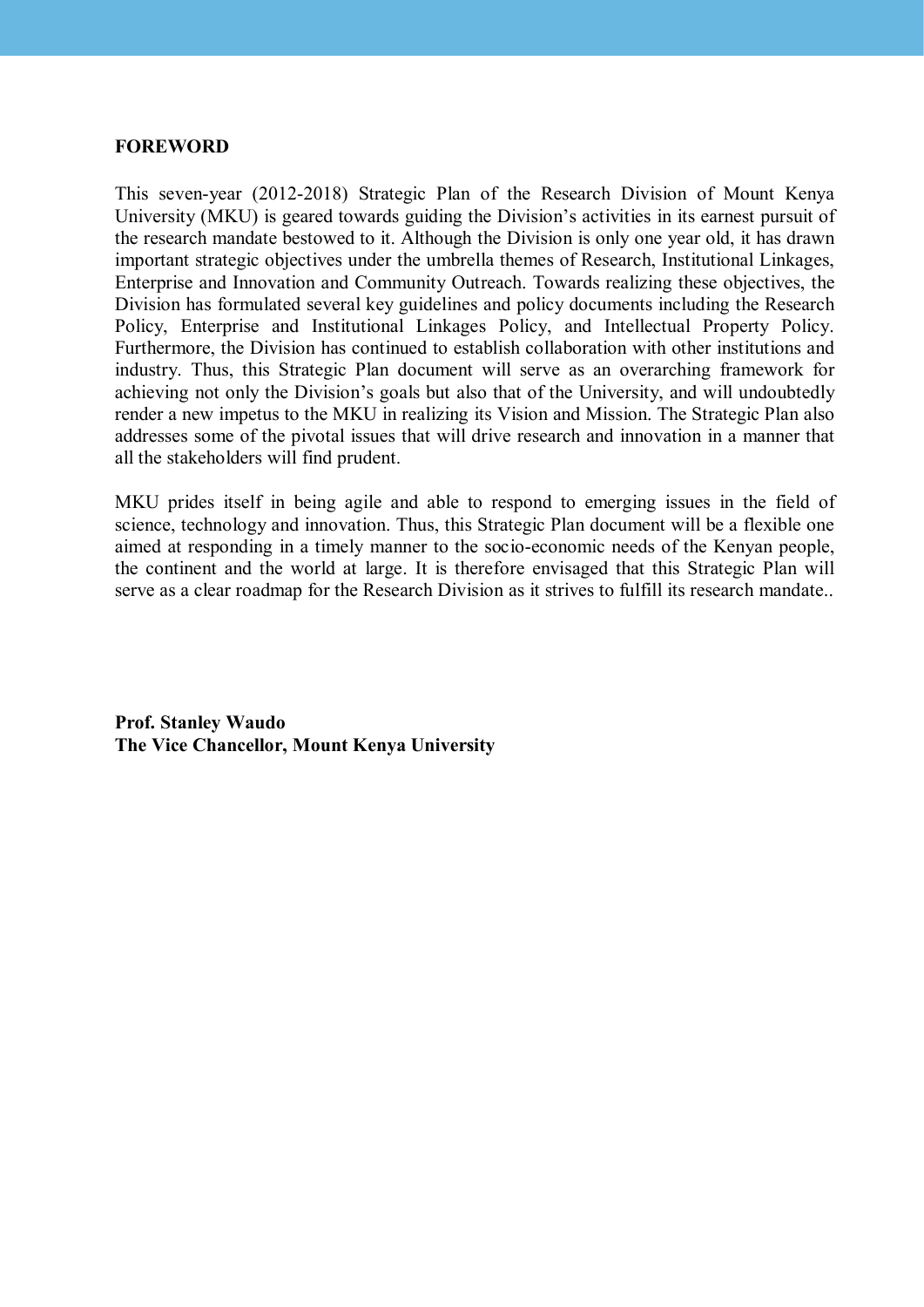## FOREWORD

This seven-year (2012-2018) Strategic Plan of the Research Division of Mount Kenya University (MKU) is geared towards guiding the Division's activities in its earnest pursuit of the research mandate bestowed to it. Although the Division is only one year old, it has drawn important strategic objectives under the umbrella themes of Research, Institutional Linkages, Enterprise and Innovation and Community Outreach. Towards realizing these objectives, the Division has formulated several key guidelines and policy documents including the Research Policy, Enterprise and Institutional Linkages Policy, and Intellectual Property Policy. Furthermore, the Division has continued to establish collaboration with other institutions and industry. Thus, this Strategic Plan document will serve as an overarching framework for achieving not only the Division's goals but also that of the University, and will undoubtedly render a new impetus to the MKU in realizing its Vision and Mission. The Strategic Plan also addresses some of the pivotal issues that will drive research and innovation in a manner that all the stakeholders will find prudent.

MKU prides itself in being agile and able to respond to emerging issues in the field of science, technology and innovation. Thus, this Strategic Plan document will be a flexible one aimed at responding in a timely manner to the socio-economic needs of the Kenyan people, the continent and the world at large. It is therefore envisaged that this Strategic Plan will serve as a clear roadmap for the Research Division as it strives to fulfill its research mandate..

**Prof. Stanley Waudo**
**The Vice Chancellor, Mount Kenya University**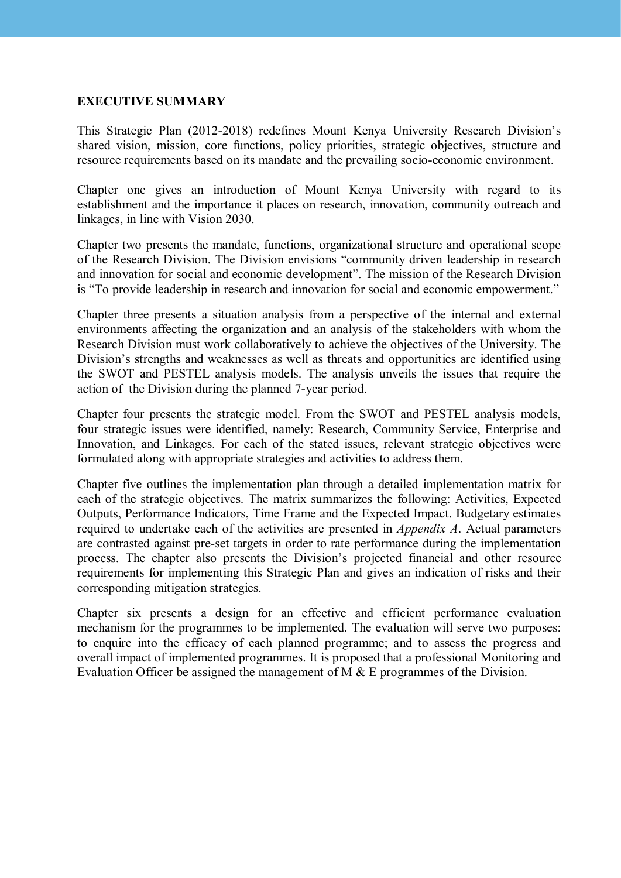## EXECUTIVE SUMMARY

This Strategic Plan (2012-2018) redefines Mount Kenya University Research Division's shared vision, mission, core functions, policy priorities, strategic objectives, structure and resource requirements based on its mandate and the prevailing socio-economic environment.

Chapter one gives an introduction of Mount Kenya University with regard to its establishment and the importance it places on research, innovation, community outreach and linkages, in line with Vision 2030.

Chapter two presents the mandate, functions, organizational structure and operational scope of the Research Division. The Division envisions "community driven leadership in research and innovation for social and economic development". The mission of the Research Division is "To provide leadership in research and innovation for social and economic empowerment."

Chapter three presents a situation analysis from a perspective of the internal and external environments affecting the organization and an analysis of the stakeholders with whom the Research Division must work collaboratively to achieve the objectives of the University. The Division's strengths and weaknesses as well as threats and opportunities are identified using the SWOT and PESTEL analysis models. The analysis unveils the issues that require the action of the Division during the planned 7-year period.

Chapter four presents the strategic model. From the SWOT and PESTEL analysis models, four strategic issues were identified, namely: Research, Community Service, Enterprise and Innovation, and Linkages. For each of the stated issues, relevant strategic objectives were formulated along with appropriate strategies and activities to address them.

Chapter five outlines the implementation plan through a detailed implementation matrix for each of the strategic objectives. The matrix summarizes the following: Activities, Expected Outputs, Performance Indicators, Time Frame and the Expected Impact. Budgetary estimates required to undertake each of the activities are presented in *Appendix A*. Actual parameters are contrasted against pre-set targets in order to rate performance during the implementation process. The chapter also presents the Division's projected financial and other resource requirements for implementing this Strategic Plan and gives an indication of risks and their corresponding mitigation strategies.

Chapter six presents a design for an effective and efficient performance evaluation mechanism for the programmes to be implemented. The evaluation will serve two purposes: to enquire into the efficacy of each planned programme; and to assess the progress and overall impact of implemented programmes. It is proposed that a professional Monitoring and Evaluation Officer be assigned the management of M & E programmes of the Division.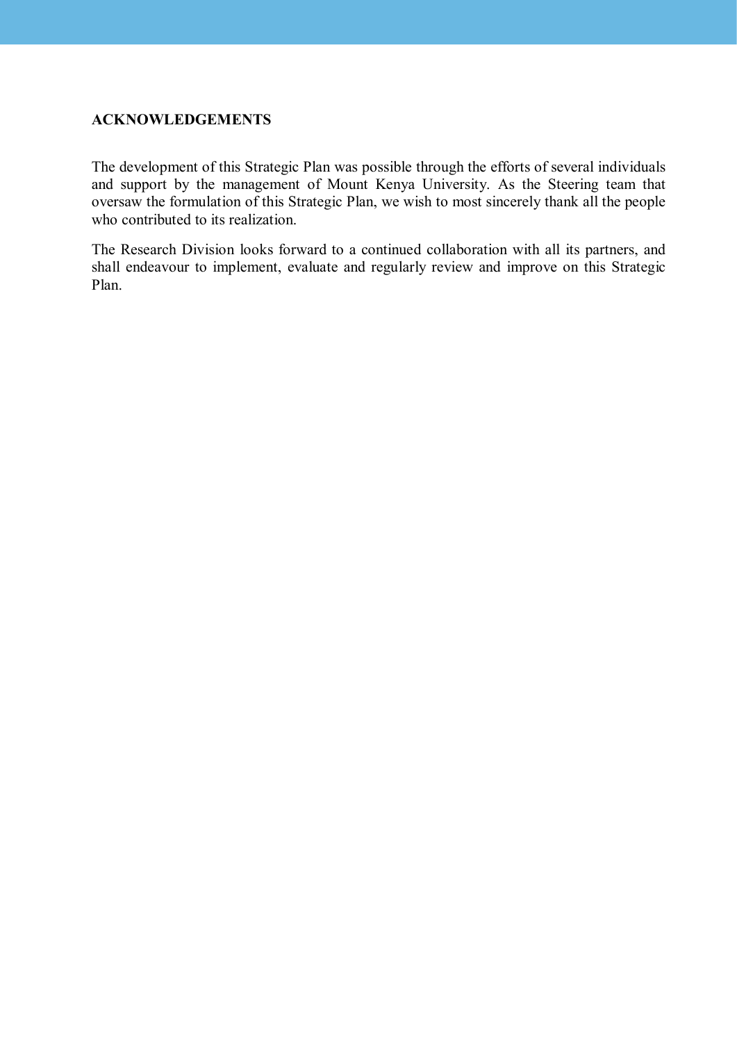## ACKNOWLEDGEMENTS

The development of this Strategic Plan was possible through the efforts of several individuals and support by the management of Mount Kenya University. As the Steering team that oversaw the formulation of this Strategic Plan, we wish to most sincerely thank all the people who contributed to its realization.

The Research Division looks forward to a continued collaboration with all its partners, and shall endeavour to implement, evaluate and regularly review and improve on this Strategic Plan.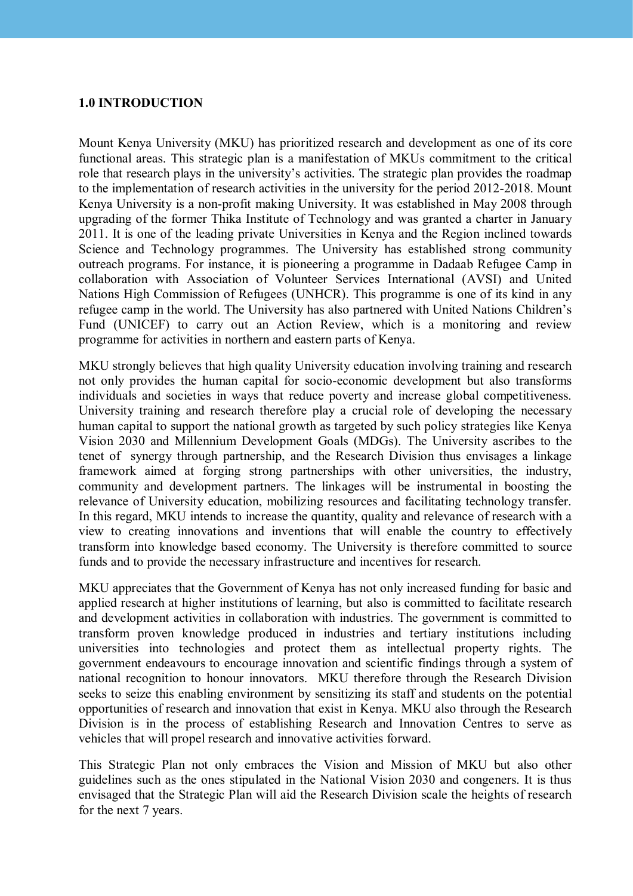## 1.0 INTRODUCTION

Mount Kenya University (MKU) has prioritized research and development as one of its core functional areas. This strategic plan is a manifestation of MKUs commitment to the critical role that research plays in the university's activities. The strategic plan provides the roadmap to the implementation of research activities in the university for the period 2012-2018. Mount Kenya University is a non-profit making University. It was established in May 2008 through upgrading of the former Thika Institute of Technology and was granted a charter in January 2011. It is one of the leading private Universities in Kenya and the Region inclined towards Science and Technology programmes. The University has established strong community outreach programs. For instance, it is pioneering a programme in Dadaab Refugee Camp in collaboration with Association of Volunteer Services International (AVSI) and United Nations High Commission of Refugees (UNHCR). This programme is one of its kind in any refugee camp in the world. The University has also partnered with United Nations Children's Fund (UNICEF) to carry out an Action Review, which is a monitoring and review programme for activities in northern and eastern parts of Kenya.

MKU strongly believes that high quality University education involving training and research not only provides the human capital for socio-economic development but also transforms individuals and societies in ways that reduce poverty and increase global competitiveness. University training and research therefore play a crucial role of developing the necessary human capital to support the national growth as targeted by such policy strategies like Kenya Vision 2030 and Millennium Development Goals (MDGs). The University ascribes to the tenet of synergy through partnership, and the Research Division thus envisages a linkage framework aimed at forging strong partnerships with other universities, the industry, community and development partners. The linkages will be instrumental in boosting the relevance of University education, mobilizing resources and facilitating technology transfer. In this regard, MKU intends to increase the quantity, quality and relevance of research with a view to creating innovations and inventions that will enable the country to effectively transform into knowledge based economy. The University is therefore committed to source funds and to provide the necessary infrastructure and incentives for research.

MKU appreciates that the Government of Kenya has not only increased funding for basic and applied research at higher institutions of learning, but also is committed to facilitate research and development activities in collaboration with industries. The government is committed to transform proven knowledge produced in industries and tertiary institutions including universities into technologies and protect them as intellectual property rights. The government endeavours to encourage innovation and scientific findings through a system of national recognition to honour innovators. MKU therefore through the Research Division seeks to seize this enabling environment by sensitizing its staff and students on the potential opportunities of research and innovation that exist in Kenya. MKU also through the Research Division is in the process of establishing Research and Innovation Centres to serve as vehicles that will propel research and innovative activities forward.

This Strategic Plan not only embraces the Vision and Mission of MKU but also other guidelines such as the ones stipulated in the National Vision 2030 and congeners. It is thus envisaged that the Strategic Plan will aid the Research Division scale the heights of research for the next 7 years.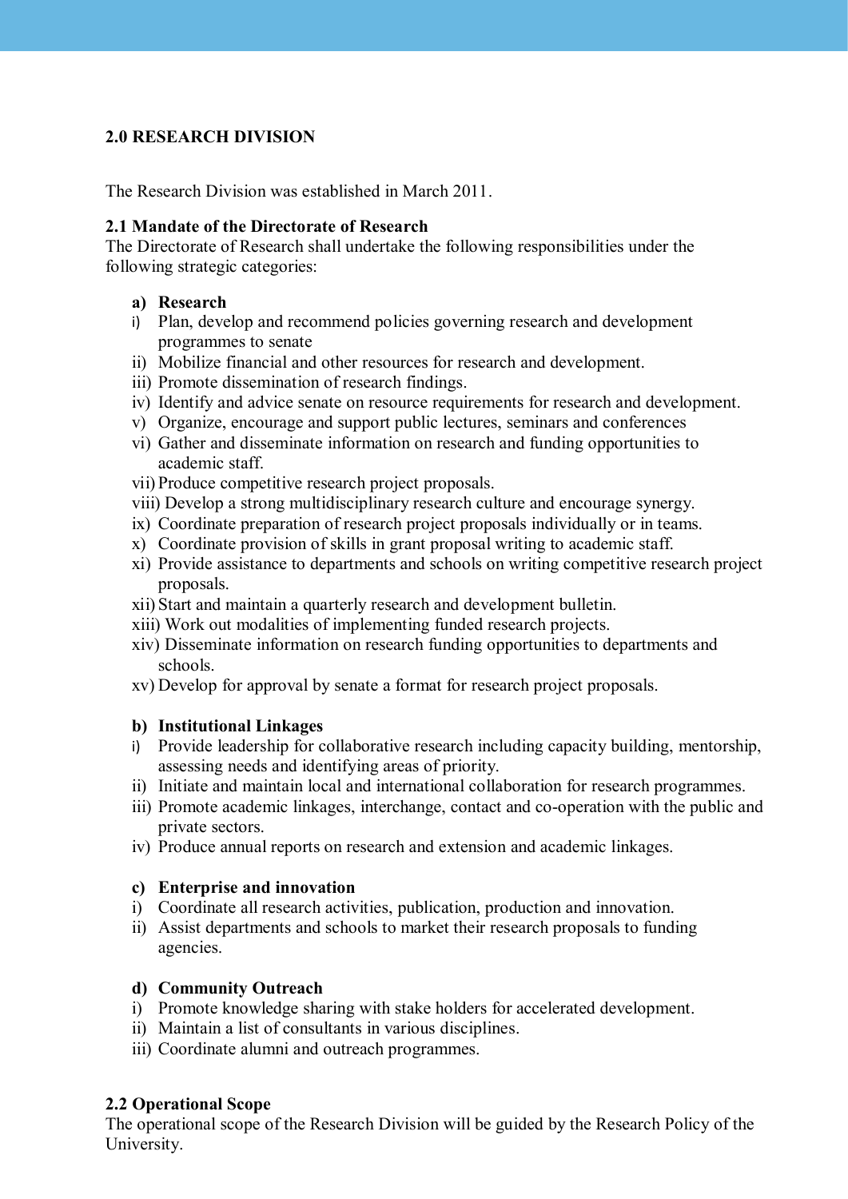## 2.0 RESEARCH DIVISION

The Research Division was established in March 2011.

### 2.1 Mandate of the Directorate of Research

The Directorate of Research shall undertake the following responsibilities under the following strategic categories:

**a) Research**

i) Plan, develop and recommend policies governing research and development programmes to senate
ii) Mobilize financial and other resources for research and development.
iii) Promote dissemination of research findings.
iv) Identify and advice senate on resource requirements for research and development.
v) Organize, encourage and support public lectures, seminars and conferences
vi) Gather and disseminate information on research and funding opportunities to academic staff.
vii) Produce competitive research project proposals.
viii) Develop a strong multidisciplinary research culture and encourage synergy.
ix) Coordinate preparation of research project proposals individually or in teams.
x) Coordinate provision of skills in grant proposal writing to academic staff.
xi) Provide assistance to departments and schools on writing competitive research project proposals.
xii) Start and maintain a quarterly research and development bulletin.
xiii) Work out modalities of implementing funded research projects.
xiv) Disseminate information on research funding opportunities to departments and schools.
xv) Develop for approval by senate a format for research project proposals.

**b) Institutional Linkages**

i) Provide leadership for collaborative research including capacity building, mentorship, assessing needs and identifying areas of priority.
ii) Initiate and maintain local and international collaboration for research programmes.
iii) Promote academic linkages, interchange, contact and co-operation with the public and private sectors.
iv) Produce annual reports on research and extension and academic linkages.

**c) Enterprise and innovation**

i) Coordinate all research activities, publication, production and innovation.
ii) Assist departments and schools to market their research proposals to funding agencies.

**d) Community Outreach**

i) Promote knowledge sharing with stake holders for accelerated development.
ii) Maintain a list of consultants in various disciplines.
iii) Coordinate alumni and outreach programmes.

### 2.2 Operational Scope

The operational scope of the Research Division will be guided by the Research Policy of the University.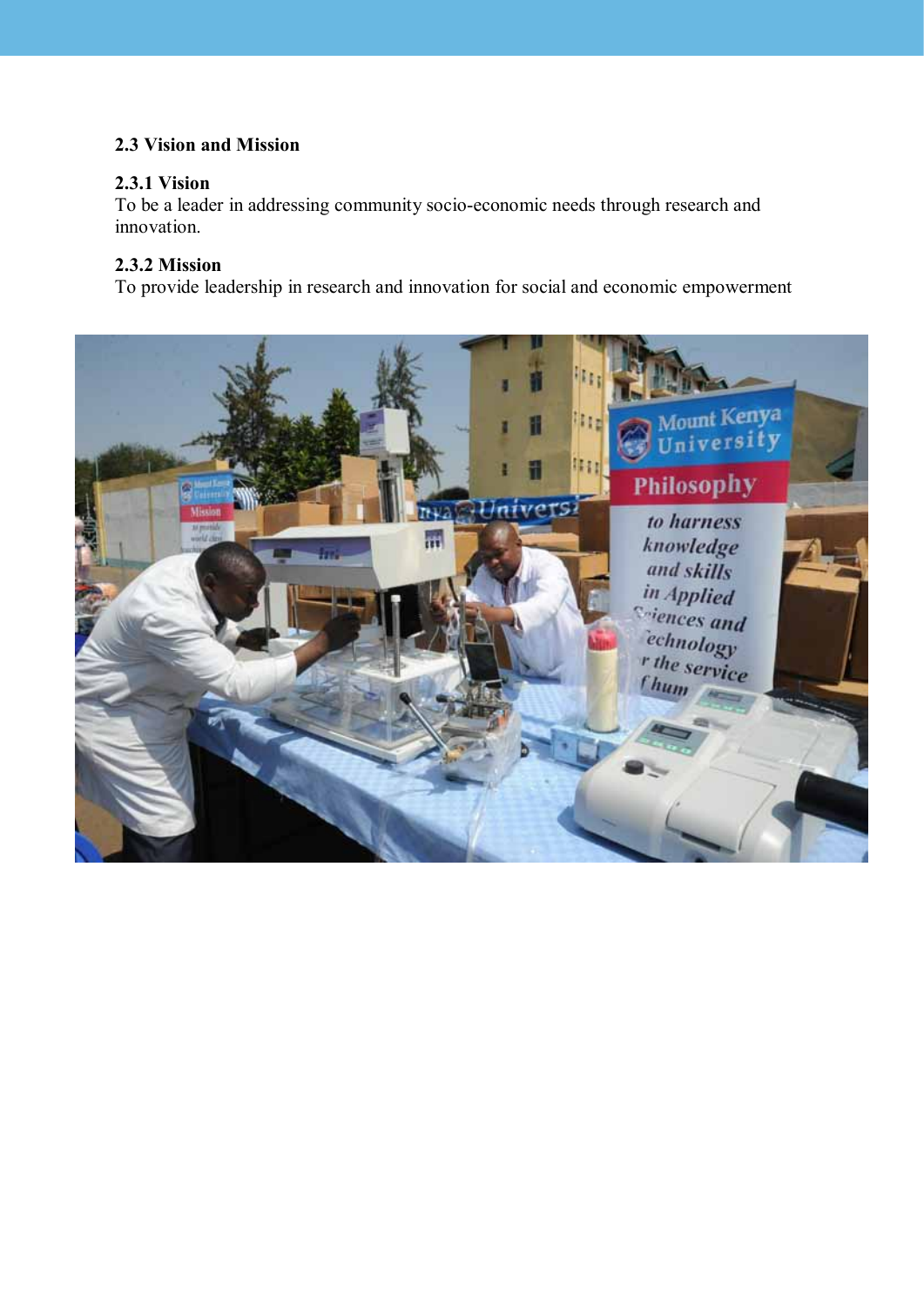## 2.3 Vision and Mission

### 2.3.1 Vision

To be a leader in addressing community socio-economic needs through research and innovation.

### 2.3.2 Mission

To provide leadership in research and innovation for social and economic empowerment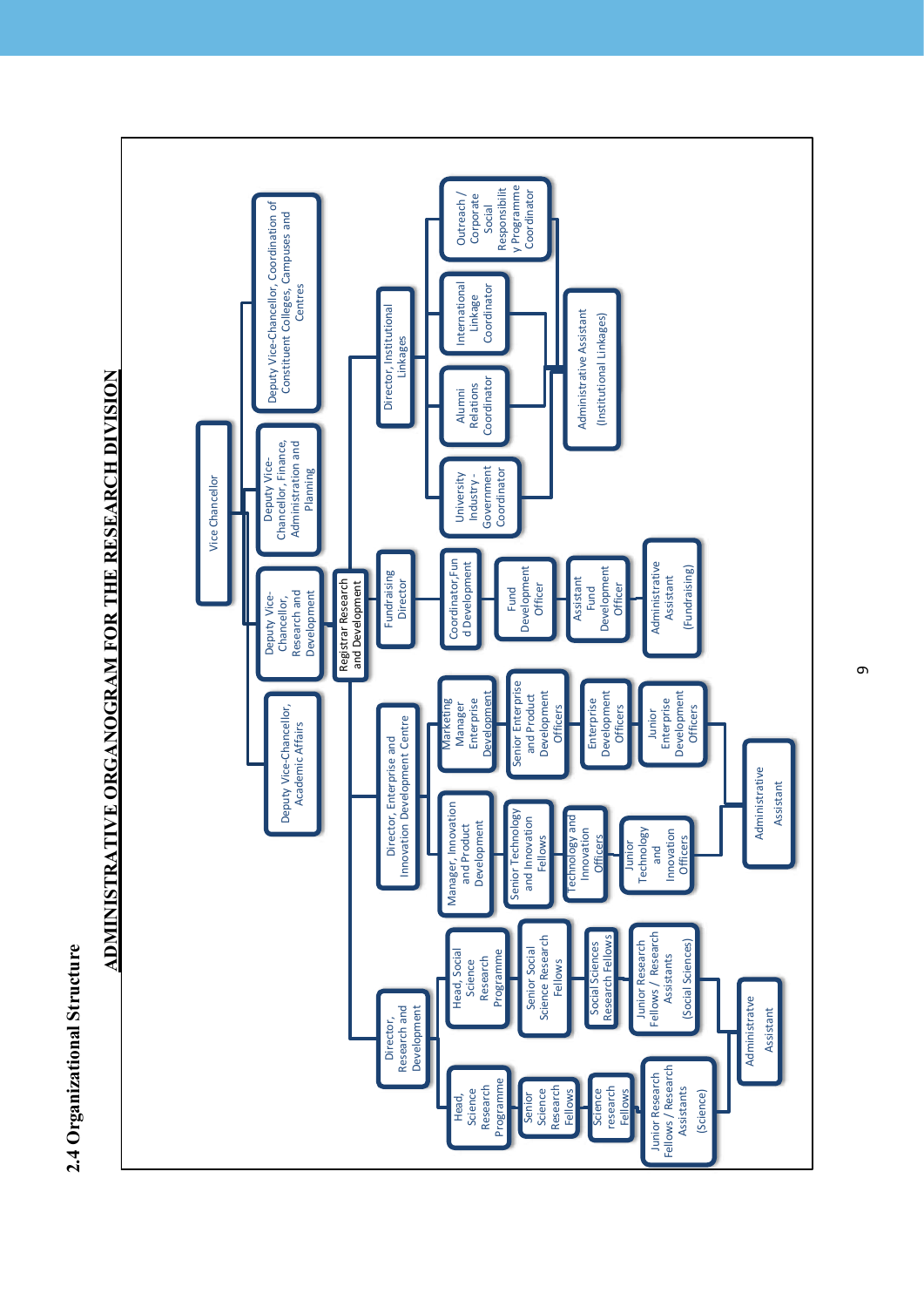## 2.4 Organizational Structure

### ADMINISTRATIVE ORGANOGRAM FOR THE RESEARCH DIVISION

- Vice Chancellor
  - Deputy Vice-Chancellor, Academic Affairs
  - Deputy Vice-Chancellor, Research and Development
    - Registrar Research and Development
      - Director, Research and Development
        - Head, Science Research Programme
          - Senior Science Research Fellows
          - Science research Fellows
          - Junior Research Fellows / Research Assistants (Science)
        - Head, Social Science Research Programme
          - Senior Social Science Research Fellows
          - Social Sciences Research Fellows
          - Junior Research Fellows / Research Assistants (Social Sciences)
        - Administratve Assistant
      - Director, Enterprise and Innovation Development Centre
        - Manager, Innovation and Product Development
          - Senior Technology and Innovation Fellows
          - Technology and Innovation Officers
          - Junior Technology and Innovation Officers
        - Marketing Manager Enterprise Development
          - Senior Enterprise and Product Development Officers
          - Enterprise Development Officers
          - Junior Enterprise Development Officers
        - Administrative Assistant
      - Fundraising Director
        - Coordinator,Fund Development
        - Fund Development Officer
        - Assistant Fund Development Officer
        - Administrative Assistant (Fundraising)
      - Director, Institutional Linkages
        - University Industry - Government Coordinator
        - Alumni Relations Coordinator
        - International Linkage Coordinator
        - Outreach / Corporate Social Responsibility Programme Coordinator
        - Administrative Assistant (Institutional Linkages)
  - Deputy Vice-Chancellor, Finance, Administration and Planning
  - Deputy Vice-Chancellor, Coordination of Constituent Colleges, Campuses and Centres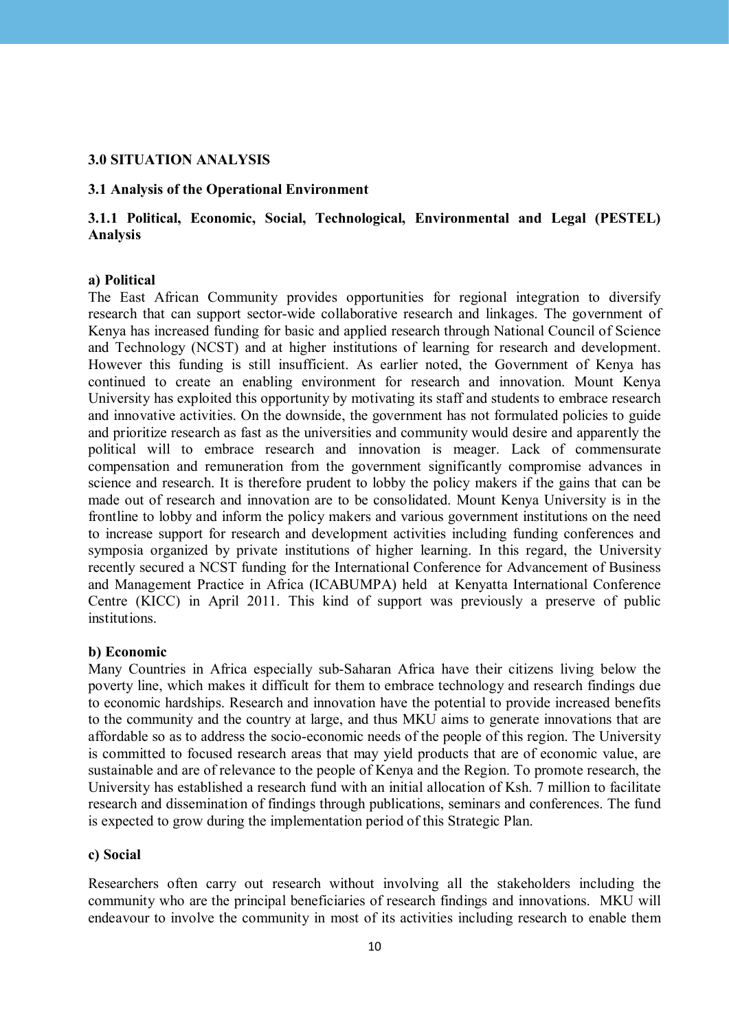## 3.0 SITUATION ANALYSIS

### 3.1 Analysis of the Operational Environment

#### 3.1.1 Political, Economic, Social, Technological, Environmental and Legal (PESTEL) Analysis

**a) Political**

The East African Community provides opportunities for regional integration to diversify research that can support sector-wide collaborative research and linkages. The government of Kenya has increased funding for basic and applied research through National Council of Science and Technology (NCST) and at higher institutions of learning for research and development. However this funding is still insufficient. As earlier noted, the Government of Kenya has continued to create an enabling environment for research and innovation. Mount Kenya University has exploited this opportunity by motivating its staff and students to embrace research and innovative activities. On the downside, the government has not formulated policies to guide and prioritize research as fast as the universities and community would desire and apparently the political will to embrace research and innovation is meager. Lack of commensurate compensation and remuneration from the government significantly compromise advances in science and research. It is therefore prudent to lobby the policy makers if the gains that can be made out of research and innovation are to be consolidated. Mount Kenya University is in the frontline to lobby and inform the policy makers and various government institutions on the need to increase support for research and development activities including funding conferences and symposia organized by private institutions of higher learning. In this regard, the University recently secured a NCST funding for the International Conference for Advancement of Business and Management Practice in Africa (ICABUMPA) held at Kenyatta International Conference Centre (KICC) in April 2011. This kind of support was previously a preserve of public institutions.

**b) Economic**

Many Countries in Africa especially sub-Saharan Africa have their citizens living below the poverty line, which makes it difficult for them to embrace technology and research findings due to economic hardships. Research and innovation have the potential to provide increased benefits to the community and the country at large, and thus MKU aims to generate innovations that are affordable so as to address the socio-economic needs of the people of this region. The University is committed to focused research areas that may yield products that are of economic value, are sustainable and are of relevance to the people of Kenya and the Region. To promote research, the University has established a research fund with an initial allocation of Ksh. 7 million to facilitate research and dissemination of findings through publications, seminars and conferences. The fund is expected to grow during the implementation period of this Strategic Plan.

**c) Social**

Researchers often carry out research without involving all the stakeholders including the community who are the principal beneficiaries of research findings and innovations. MKU will endeavour to involve the community in most of its activities including research to enable them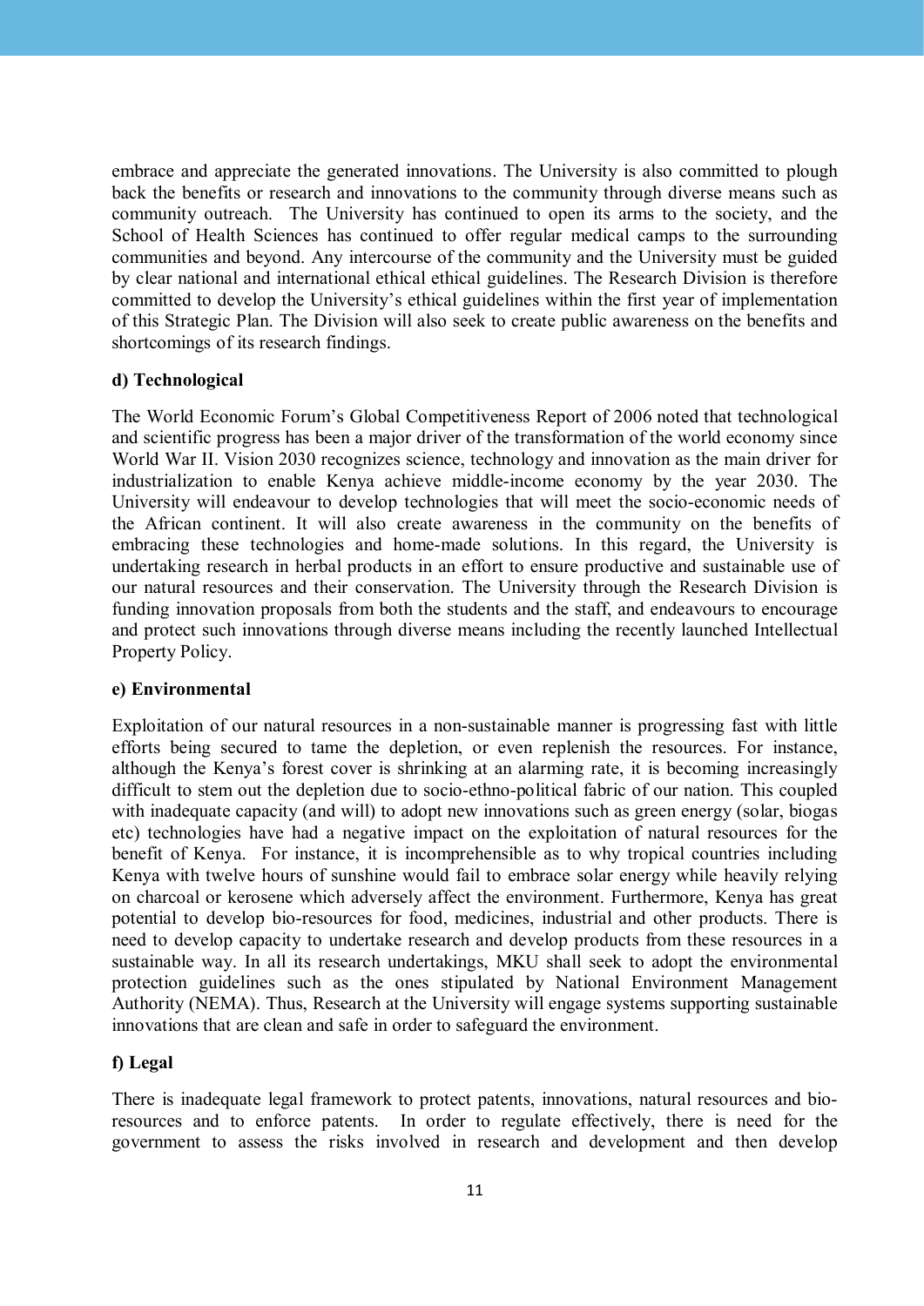embrace and appreciate the generated innovations. The University is also committed to plough back the benefits or research and innovations to the community through diverse means such as community outreach. The University has continued to open its arms to the society, and the School of Health Sciences has continued to offer regular medical camps to the surrounding communities and beyond. Any intercourse of the community and the University must be guided by clear national and international ethical ethical guidelines. The Research Division is therefore committed to develop the University's ethical guidelines within the first year of implementation of this Strategic Plan. The Division will also seek to create public awareness on the benefits and shortcomings of its research findings.

**d) Technological**

The World Economic Forum's Global Competitiveness Report of 2006 noted that technological and scientific progress has been a major driver of the transformation of the world economy since World War II. Vision 2030 recognizes science, technology and innovation as the main driver for industrialization to enable Kenya achieve middle-income economy by the year 2030. The University will endeavour to develop technologies that will meet the socio-economic needs of the African continent. It will also create awareness in the community on the benefits of embracing these technologies and home-made solutions. In this regard, the University is undertaking research in herbal products in an effort to ensure productive and sustainable use of our natural resources and their conservation. The University through the Research Division is funding innovation proposals from both the students and the staff, and endeavours to encourage and protect such innovations through diverse means including the recently launched Intellectual Property Policy.

**e) Environmental**

Exploitation of our natural resources in a non-sustainable manner is progressing fast with little efforts being secured to tame the depletion, or even replenish the resources. For instance, although the Kenya's forest cover is shrinking at an alarming rate, it is becoming increasingly difficult to stem out the depletion due to socio-ethno-political fabric of our nation. This coupled with inadequate capacity (and will) to adopt new innovations such as green energy (solar, biogas etc) technologies have had a negative impact on the exploitation of natural resources for the benefit of Kenya. For instance, it is incomprehensible as to why tropical countries including Kenya with twelve hours of sunshine would fail to embrace solar energy while heavily relying on charcoal or kerosene which adversely affect the environment. Furthermore, Kenya has great potential to develop bio-resources for food, medicines, industrial and other products. There is need to develop capacity to undertake research and develop products from these resources in a sustainable way. In all its research undertakings, MKU shall seek to adopt the environmental protection guidelines such as the ones stipulated by National Environment Management Authority (NEMA). Thus, Research at the University will engage systems supporting sustainable innovations that are clean and safe in order to safeguard the environment.

**f) Legal**

There is inadequate legal framework to protect patents, innovations, natural resources and bio-resources and to enforce patents. In order to regulate effectively, there is need for the government to assess the risks involved in research and development and then develop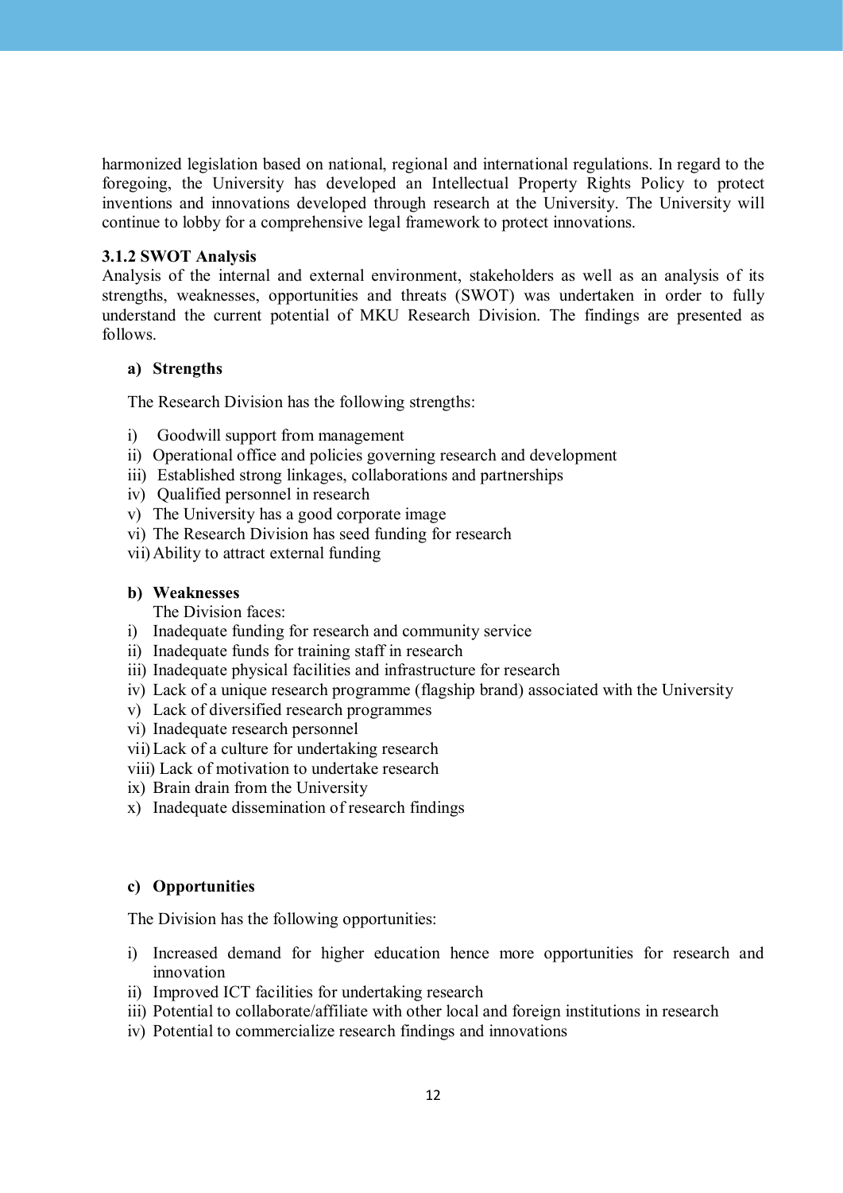harmonized legislation based on national, regional and international regulations. In regard to the foregoing, the University has developed an Intellectual Property Rights Policy to protect inventions and innovations developed through research at the University. The University will continue to lobby for a comprehensive legal framework to protect innovations.

### 3.1.2 SWOT Analysis

Analysis of the internal and external environment, stakeholders as well as an analysis of its strengths, weaknesses, opportunities and threats (SWOT) was undertaken in order to fully understand the current potential of MKU Research Division. The findings are presented as follows.

**a) Strengths**

The Research Division has the following strengths:

i) Goodwill support from management
ii) Operational office and policies governing research and development
iii) Established strong linkages, collaborations and partnerships
iv) Qualified personnel in research
v) The University has a good corporate image
vi) The Research Division has seed funding for research
vii) Ability to attract external funding

**b) Weaknesses**

The Division faces:

i) Inadequate funding for research and community service
ii) Inadequate funds for training staff in research
iii) Inadequate physical facilities and infrastructure for research
iv) Lack of a unique research programme (flagship brand) associated with the University
v) Lack of diversified research programmes
vi) Inadequate research personnel
vii) Lack of a culture for undertaking research
viii) Lack of motivation to undertake research
ix) Brain drain from the University
x) Inadequate dissemination of research findings

**c) Opportunities**

The Division has the following opportunities:

i) Increased demand for higher education hence more opportunities for research and innovation
ii) Improved ICT facilities for undertaking research
iii) Potential to collaborate/affiliate with other local and foreign institutions in research
iv) Potential to commercialize research findings and innovations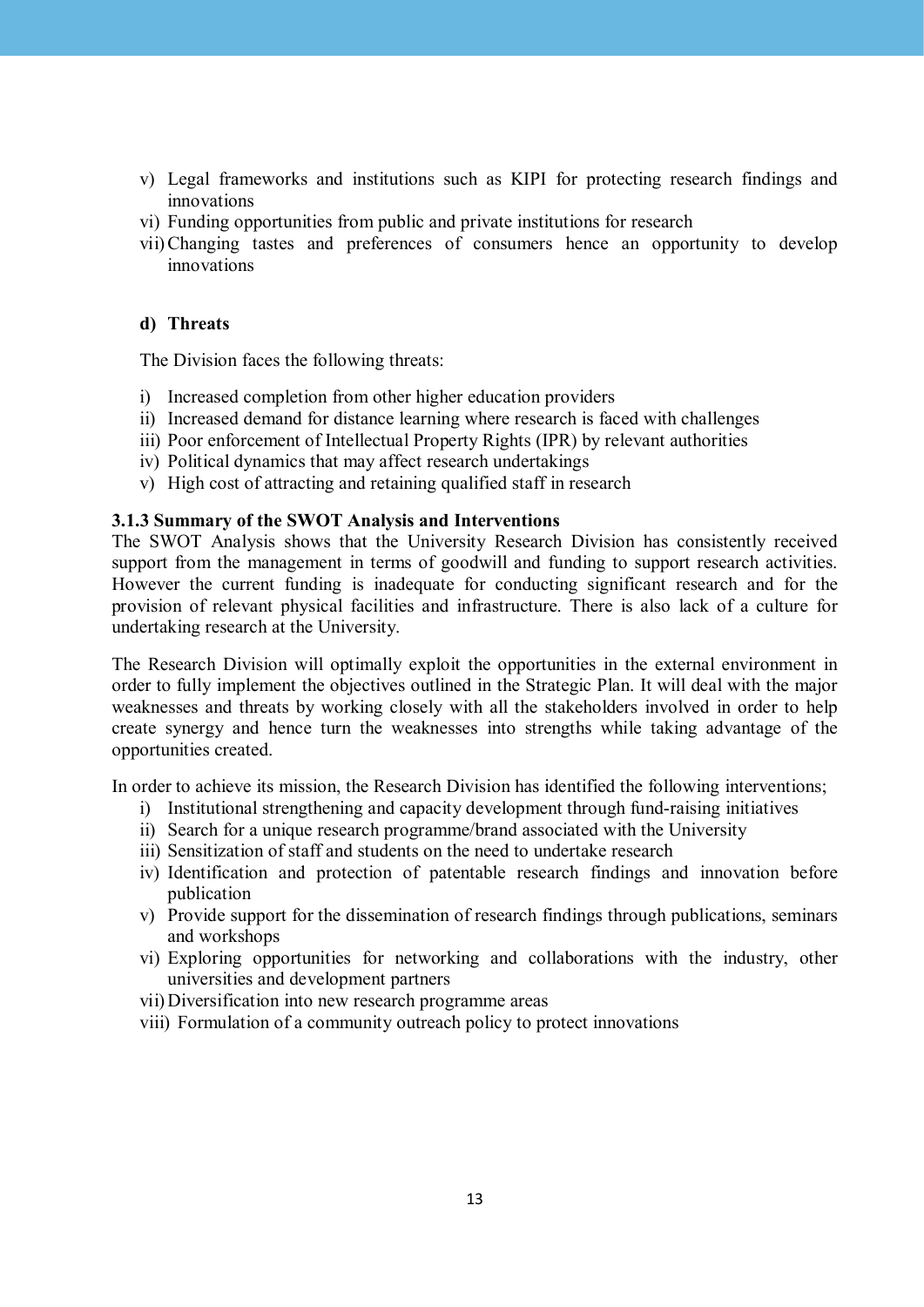v) Legal frameworks and institutions such as KIPI for protecting research findings and innovations
vi) Funding opportunities from public and private institutions for research
vii) Changing tastes and preferences of consumers hence an opportunity to develop innovations

**d) Threats**

The Division faces the following threats:

i) Increased completion from other higher education providers
ii) Increased demand for distance learning where research is faced with challenges
iii) Poor enforcement of Intellectual Property Rights (IPR) by relevant authorities
iv) Political dynamics that may affect research undertakings
v) High cost of attracting and retaining qualified staff in research

### 3.1.3 Summary of the SWOT Analysis and Interventions

The SWOT Analysis shows that the University Research Division has consistently received support from the management in terms of goodwill and funding to support research activities. However the current funding is inadequate for conducting significant research and for the provision of relevant physical facilities and infrastructure. There is also lack of a culture for undertaking research at the University.

The Research Division will optimally exploit the opportunities in the external environment in order to fully implement the objectives outlined in the Strategic Plan. It will deal with the major weaknesses and threats by working closely with all the stakeholders involved in order to help create synergy and hence turn the weaknesses into strengths while taking advantage of the opportunities created.

In order to achieve its mission, the Research Division has identified the following interventions;

i) Institutional strengthening and capacity development through fund-raising initiatives
ii) Search for a unique research programme/brand associated with the University
iii) Sensitization of staff and students on the need to undertake research
iv) Identification and protection of patentable research findings and innovation before publication
v) Provide support for the dissemination of research findings through publications, seminars and workshops
vi) Exploring opportunities for networking and collaborations with the industry, other universities and development partners
vii) Diversification into new research programme areas
viii) Formulation of a community outreach policy to protect innovations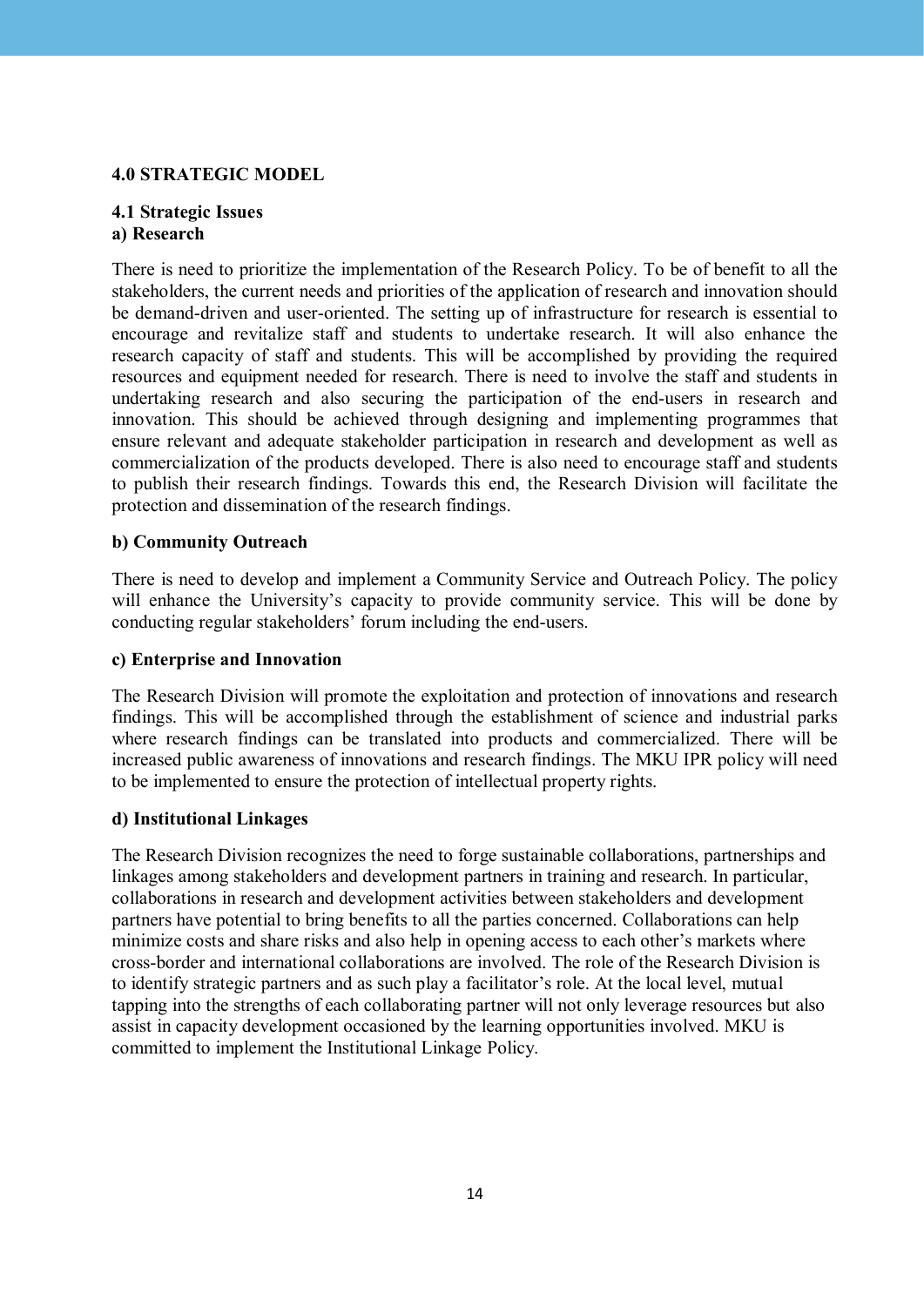# 4.0 STRATEGIC MODEL

## 4.1 Strategic Issues

### a) Research

There is need to prioritize the implementation of the Research Policy. To be of benefit to all the stakeholders, the current needs and priorities of the application of research and innovation should be demand-driven and user-oriented. The setting up of infrastructure for research is essential to encourage and revitalize staff and students to undertake research. It will also enhance the research capacity of staff and students. This will be accomplished by providing the required resources and equipment needed for research. There is need to involve the staff and students in undertaking research and also securing the participation of the end-users in research and innovation. This should be achieved through designing and implementing programmes that ensure relevant and adequate stakeholder participation in research and development as well as commercialization of the products developed. There is also need to encourage staff and students to publish their research findings. Towards this end, the Research Division will facilitate the protection and dissemination of the research findings.

### b) Community Outreach

There is need to develop and implement a Community Service and Outreach Policy. The policy will enhance the University's capacity to provide community service. This will be done by conducting regular stakeholders' forum including the end-users.

### c) Enterprise and Innovation

The Research Division will promote the exploitation and protection of innovations and research findings. This will be accomplished through the establishment of science and industrial parks where research findings can be translated into products and commercialized. There will be increased public awareness of innovations and research findings. The MKU IPR policy will need to be implemented to ensure the protection of intellectual property rights.

### d) Institutional Linkages

The Research Division recognizes the need to forge sustainable collaborations, partnerships and linkages among stakeholders and development partners in training and research. In particular, collaborations in research and development activities between stakeholders and development partners have potential to bring benefits to all the parties concerned. Collaborations can help minimize costs and share risks and also help in opening access to each other's markets where cross-border and international collaborations are involved. The role of the Research Division is to identify strategic partners and as such play a facilitator's role. At the local level, mutual tapping into the strengths of each collaborating partner will not only leverage resources but also assist in capacity development occasioned by the learning opportunities involved. MKU is committed to implement the Institutional Linkage Policy.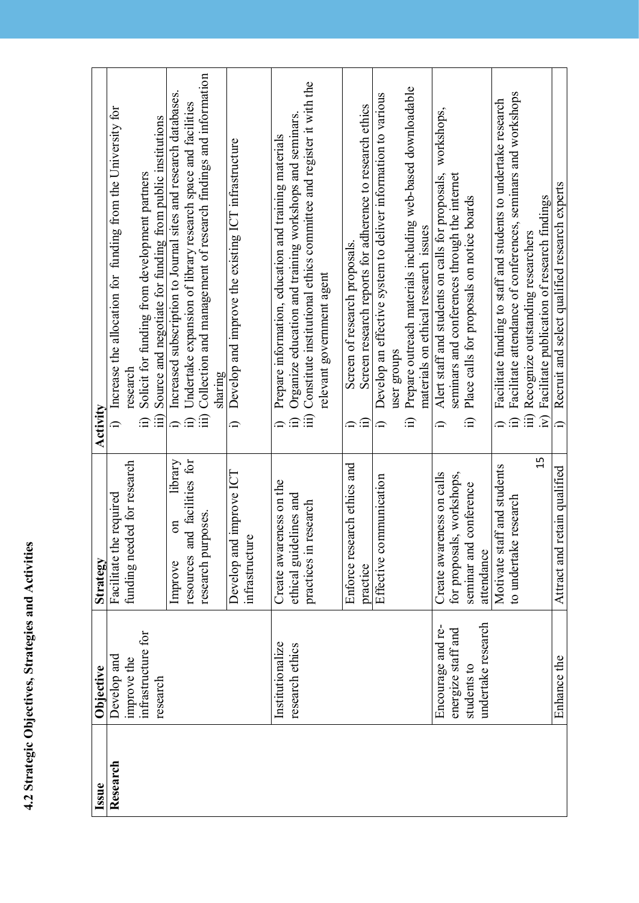## 4.2 Strategic Objectives, Strategies and Activities

| Issue | Objective | Strategy | Activity |
|---|---|---|---|
| **Research** | Develop and improve the infrastructure for research | Facilitate the required funding needed for research | i) Increase the allocation for funding from the University for research<br>ii) Solicit for funding from development partners<br>iii) Source and negotiate for funding from public institutions |
| | | Improve on library resources and facilities for research purposes. | i) Increased subscription to Journal sites and research databases.<br>ii) Undertake expansion of library research space and facilities<br>iii) Collection and management of research findings and information sharing |
| | | Develop and improve ICT infrastructure | i) Develop and improve the existing ICT infrastructure |
| | Institutionalize research ethics | Create awareness on the ethical guidelines and practices in research | i) Prepare information, education and training materials<br>ii) Organize education and training workshops and seminars.<br>iii) Constitute institutional ethics committee and register it with the relevant government agent |
| | | Enforce research ethics and practice | i) Screen of research proposals.<br>ii) Screen research reports for adherence to research ethics |
| | | Effective communication | i) Develop an effective system to deliver information to various user groups<br>ii) Prepare outreach materials including web-based downloadable materials on ethical research issues |
| | Encourage and re-energize staff and students to undertake research | Create awareness on calls for proposals, workshops, seminar and conference attendance | i) Alert staff and students on calls for proposals, workshops, seminars and conferences through the internet<br>ii) Place calls for proposals on notice boards |
| | | Motivate staff and students to undertake research | i) Facilitate funding to staff and students to undertake research<br>ii) Facilitate attendance of conferences, seminars and workshops<br>iii) Recognize outstanding researchers<br>iv) Facilitate publication of research findings |
| | Enhance the | Attract and retain qualified | i) Recruit and select qualified research experts |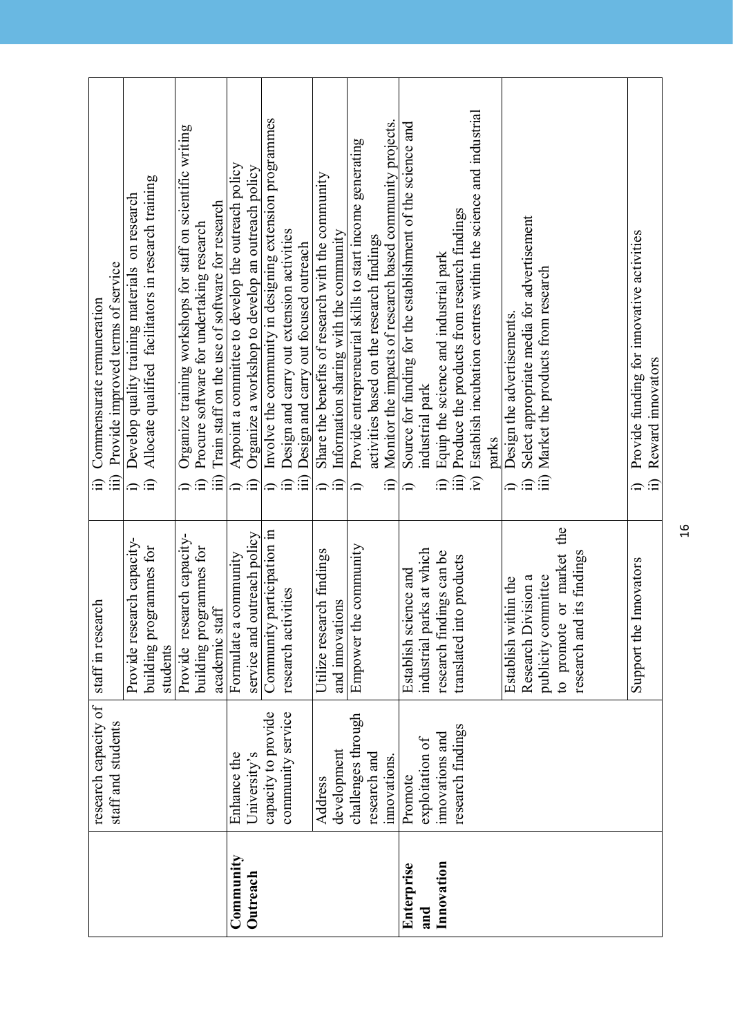|  | research capacity of staff and students | staff in research | ii) Commensurate remuneration<br>iii) Provide improved terms of service |
|---|---|---|---|
|  |  | Provide research capacity-building programmes for students | i) Develop quality training materials on research<br>ii) Allocate qualified facilitators in research training |
|  |  | Provide research capacity-building programmes for academic staff | i) Organize training workshops for staff on scientific writing<br>ii) Procure software for undertaking research<br>iii) Train staff on the use of software for research |
| **Community Outreach** | Enhance the University's capacity to provide community service | Formulate a community service and outreach policy | i) Appoint a committee to develop the outreach policy<br>ii) Organize a workshop to develop an outreach policy |
|  |  | Community participation in research activities | i) Involve the community in designing extension programmes<br>ii) Design and carry out extension activities<br>iii) Design and carry out focused outreach |
|  | Address development challenges through research and innovations. | Utilize research findings and innovations | i) Share the benefits of research with the community<br>ii) Information sharing with the community |
|  |  | Empower the community | i) Provide entrepreneurial skills to start income generating activities based on the research findings<br>ii) Monitor the impacts of research based community projects. |
| **Enterprise and Innovation** | Promote exploitation of innovations and research findings | Establish science and industrial parks at which research findings can be translated into products | i) Source for funding for the establishment of the science and industrial park<br>ii) Equip the science and industrial park<br>iii) Produce the products from research findings<br>iv) Establish incubation centres within the science and industrial parks |
|  |  | Establish within the Research Division a publicity committee to promote or market the research and its findings | i) Design the advertisements.<br>ii) Select appropriate media for advertisement<br>iii) Market the products from research |
|  |  | Support the Innovators | i) Provide funding for innovative activities<br>ii) Reward innovators |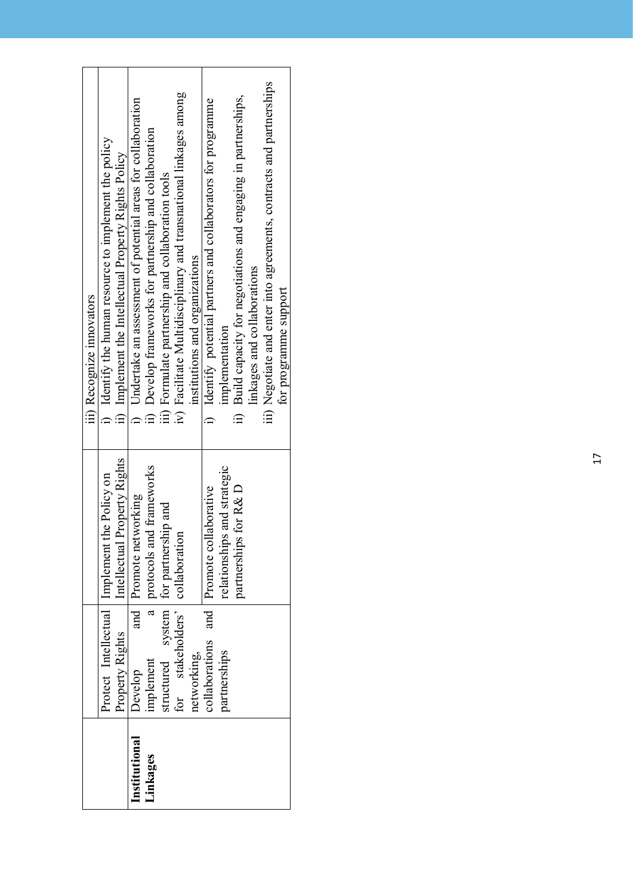|  |  |  | iii) Recognize innovators |
|---|---|---|---|
|  | Protect Intellectual Property Rights | Implement the Policy on Intellectual Property Rights | i) Identify the human resource to implement the policy<br>ii) Implement the Intellectual Property Rights Policy |
| **Institutional Linkages** | Develop and implement a structured system for stakeholders' networking, | Promote networking protocols and frameworks for partnership and collaboration | i) Undertake an assessment of potential areas for collaboration<br>ii) Develop frameworks for partnership and collaboration<br>iii) Formulate partnership and collaboration tools<br>iv) Facilitate Multidisciplinary and transnational linkages among institutions and organizations |
|  | collaborations and partnerships | Promote collaborative relationships and strategic partnerships for R& D | i) Identify potential partners and collaborators for programme implementation<br>ii) Build capacity for negotiations and engaging in partnerships, linkages and collaborations<br>iii) Negotiate and enter into agreements, contracts and partnerships for programme support |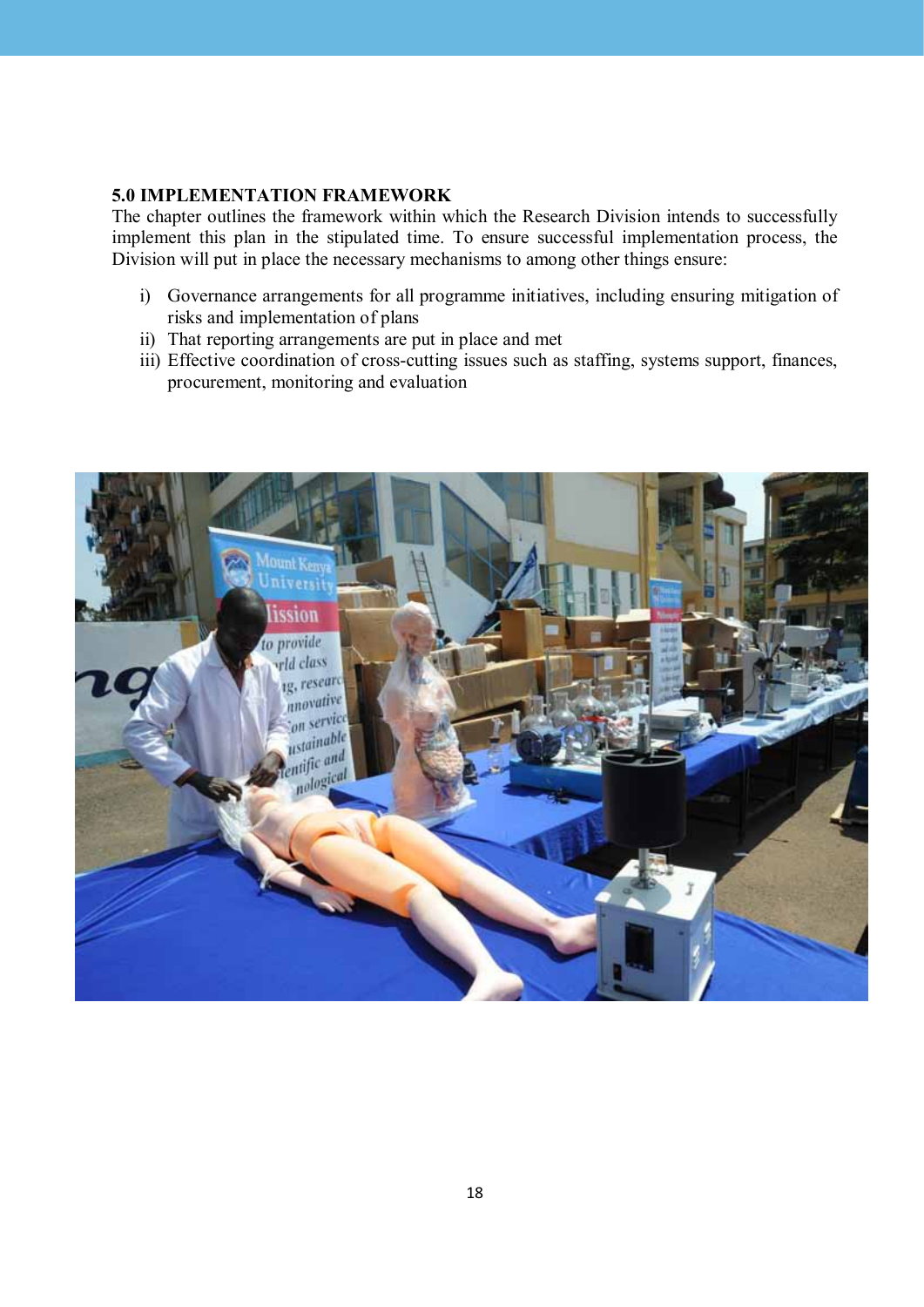## 5.0 IMPLEMENTATION FRAMEWORK

The chapter outlines the framework within which the Research Division intends to successfully implement this plan in the stipulated time. To ensure successful implementation process, the Division will put in place the necessary mechanisms to among other things ensure:

i) Governance arrangements for all programme initiatives, including ensuring mitigation of risks and implementation of plans
ii) That reporting arrangements are put in place and met
iii) Effective coordination of cross-cutting issues such as staffing, systems support, finances, procurement, monitoring and evaluation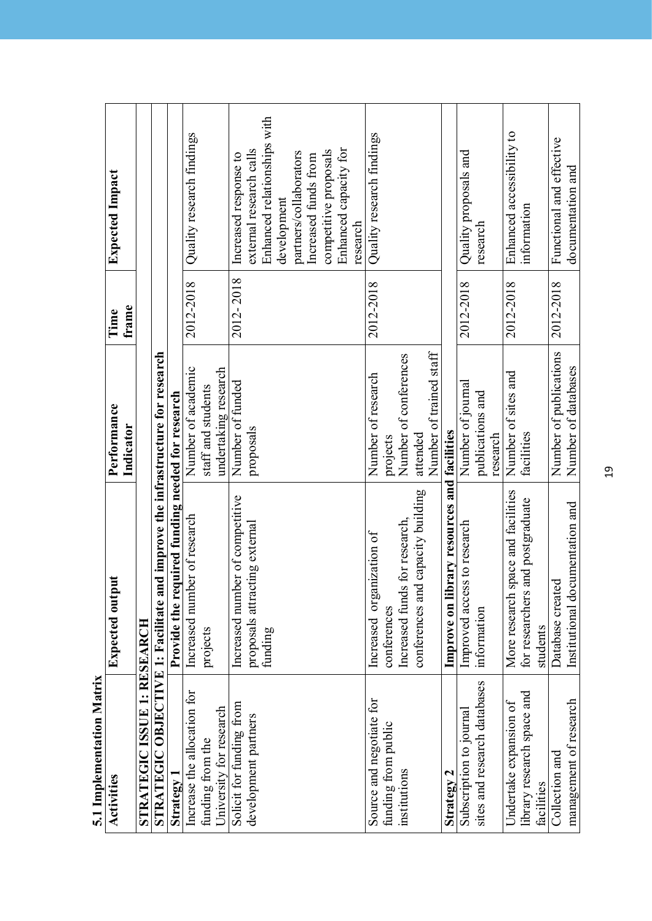## 5.1 Implementation Matrix

| Activities | Expected output | Performance Indicator | Time frame | Expected Impact |
|---|---|---|---|---|
| **STRATEGIC ISSUE 1: RESEARCH** | | | | |
| **STRATEGIC OBJECTIVE 1: Facilitate and improve the infrastructure for research** | | | | |
| **Strategy 1** | **Provide the required funding needed for research** | | | |
| Increase the allocation for funding from the University for research | Increased number of research projects | Number of academic staff and students undertaking research | 2012-2018 | Quality research findings |
| Solicit for funding from development partners | Increased number of competitive proposals attracting external funding | Number of funded proposals | 2012- 2018 | Increased response to external research calls<br>Enhanced relationships with development partners/collaborators<br>Increased funds from competitive proposals<br>Enhanced capacity for research |
| Source and negotiate for funding from public institutions | Increased organization of conferences<br>Increased funds for research, conferences and capacity building | Number of research projects<br>Number of conferences attended<br>Number of trained staff | 2012-2018 | Quality research findings |
| **Strategy 2** | **Improve on library resources and facilities** | | | |
| Subscription to journal sites and research databases | Improved access to research information | Number of journal publications and research | 2012-2018 | Quality proposals and research |
| Undertake expansion of library research space and facilities | More research space and facilities for researchers and postgraduate students | Number of sites and facilities | 2012-2018 | Enhanced accessibility to information |
| Collection and management of research | Database created<br>Institutional documentation and | Number of publications<br>Number of databases | 2012-2018 | Functional and effective documentation and |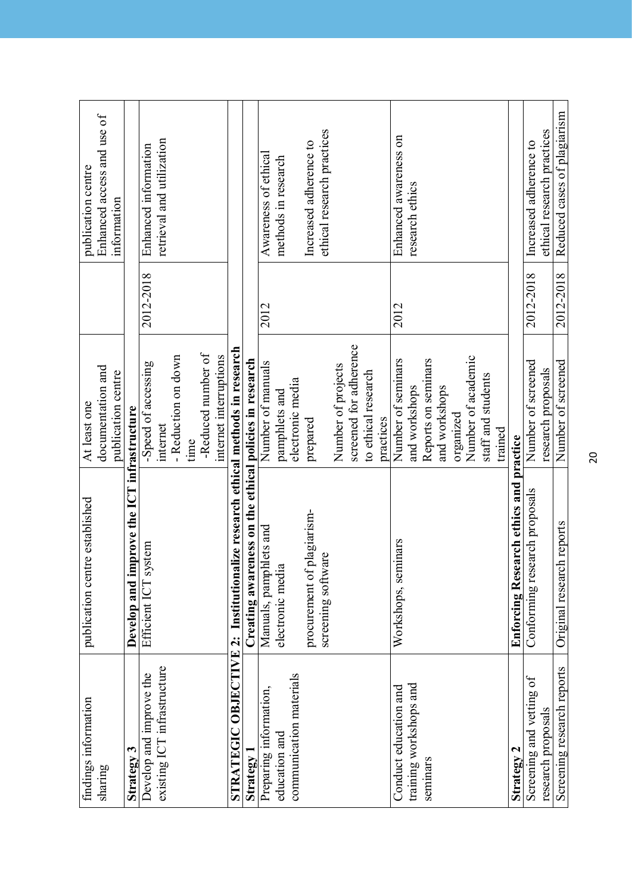| | | | | |
|---|---|---|---|---|
| findings information sharing | publication centre established | At least one documentation and publication centre | | publication centre<br>Enhanced access and use of information |
| **Strategy 3** | **Develop and improve the ICT infrastructure** | | | |
| Develop and improve the existing ICT infrastructure | Efficient ICT system | -Speed of accessing internet<br>- Reduction on down time<br>-Reduced number of internet interruptions | 2012-2018 | Enhanced information retrieval and utilization |
| **STRATEGIC OBJECTIVE 2: Institutionalize research ethical methods in research** | | | | |
| **Strategy 1** | **Creating awareness on the ethical policies in research** | | | |
| Preparing information, education and communication materials | Manuals, pamphlets and electronic media<br><br>procurement of plagiarism-screening software | Number of manuals pamphlets and electronic media prepared<br><br>Number of projects screened for adherence to ethical research practices | 2012 | Awareness of ethical methods in research<br><br>Increased adherence to ethical research practices |
| Conduct education and training workshops and seminars | Workshops, seminars | Number of seminars and workshops<br>Reports on seminars and workshops organized<br>Number of academic staff and students trained | 2012 | Enhanced awareness on research ethics |
| **Strategy 2** | **Enforcing Research ethics and practice** | | | |
| Screening and vetting of research proposals | Conforming research proposals | Number of screened research proposals | 2012-2018 | Increased adherence to ethical research practices |
| Screening research reports | Original research reports | Number of screened | 2012-2018 | Reduced cases of plagiarism |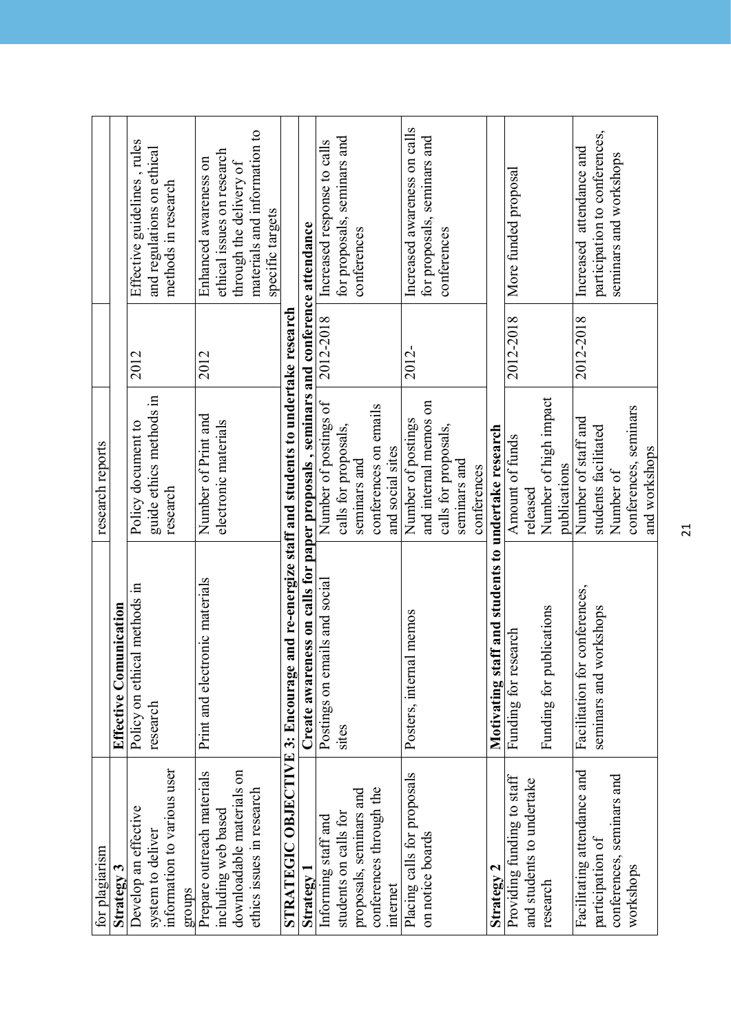| | | | | |
|---|---|---|---|---|
| for plagiarism | | research reports | | |
| **Strategy 3** | **Effective Comunication** | | | |
| Develop an effective system to deliver information to various user groups | Policy on ethical methods in research | Policy document to guide ethics methods in research | 2012 | Effective guidelines , rules and regulations on ethical methods in research |
| Prepare outreach materials including web based downloadable materials on ethics issues in research | Print and electronic materials | Number of Print and electronic materials | 2012 | Enhanced awareness on ethical issues on research through the delivery of materials and information to specific targets |
| **STRATEGIC OBJECTIVE 3: Encourage and re-energize staff and students to undertake research** | | | | |
| **Strategy 1** | **Create awareness on calls for paper proposals , seminars and conference attendance** | | | |
| Informing staff and students on calls for proposals, seminars and conferences through the internet | Postings on emails and social sites | Number of postings of calls for proposals, seminars and conferences on emails and social sites | 2012-2018 | Increased response to calls for proposals, seminars and conferences |
| Placing calls for proposals on notice boards | Posters, internal memos | Number of postings and internal memos on calls for proposals, seminars and conferences | 2012- | Increased awareness on calls for proposals, seminars and conferences |
| **Strategy 2** | **Motivating staff and students to undertake research** | | | |
| Providing funding to staff and students to undertake research | Funding for research<br><br>Funding for publications | Amount of funds released<br>Number of high impact publications | 2012-2018 | More funded proposal |
| Facilitating attendance and participation of conferences, seminars and workshops | Facilitation for conferences, seminars and workshops | Number of staff and students facilitated<br>Number of conferences, seminars and workshops | 2012-2018 | Increased attendance and participation to conferences, seminars and workshops |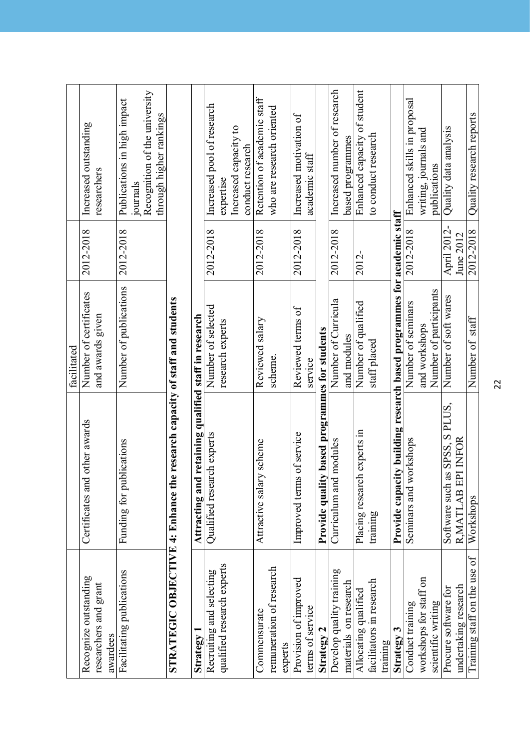| | | facilitated | | |
|---|---|---|---|---|
| Recognize outstanding researchers and grant awardees | Certificates and other awards | Number of certificates and awards given | 2012-2018 | Increased outstanding researchers |
| Facilitating publications | Funding for publications | Number of publications | 2012-2018 | Publications in high impact journals<br>Recognition of the university through higher rankings |
| **STRATEGIC OBJECTIVE 4: Enhance the research capacity of staff and students** | | | | |
| **Strategy 1** | **Attracting and retaining qualified staff in research** | | | |
| Recruiting and selecting qualified research experts | Qualified research experts | Number of selected research experts | 2012-2018 | Increased pool of research expertise<br>Increased capacity to conduct research |
| Commensurate remuneration of research experts | Attractive salary scheme | Reviewed salary scheme. | 2012-2018 | Retention of academic staff who are research oriented |
| Provision of improved terms of service | Improved terms of service | Reviewed terms of service | 2012-2018 | Increased motivation of academic staff |
| **Strategy 2** | **Provide quality based programmes for students** | | | |
| Develop quality training materials on research | Curriculum and modules | Number of Curricula and modules | 2012-2018 | Increased number of research based programmes |
| Allocating qualified facilitators in research training | Placing research experts in training | Number of qualified staff placed | 2012- | Enhanced capacity of student to conduct research |
| **Strategy 3** | **Provide capacity building research based programmes for academic staff** | | | |
| Conduct training workshops for staff on scientific writing | Seminars and workshops | Number of seminars and workshops<br>Number of participants | 2012-2018 | Enhanced skills in proposal writing, journals and publications |
| Procure software for undertaking research | Software such as SPSS, S PLUS, R,MATLAB EPI INFOR | Number of soft wares | April 2012-June 2012 | Quality data analysis |
| Training staff on the use of | Workshops | Number of staff | 2012-2018 | Quality research reports |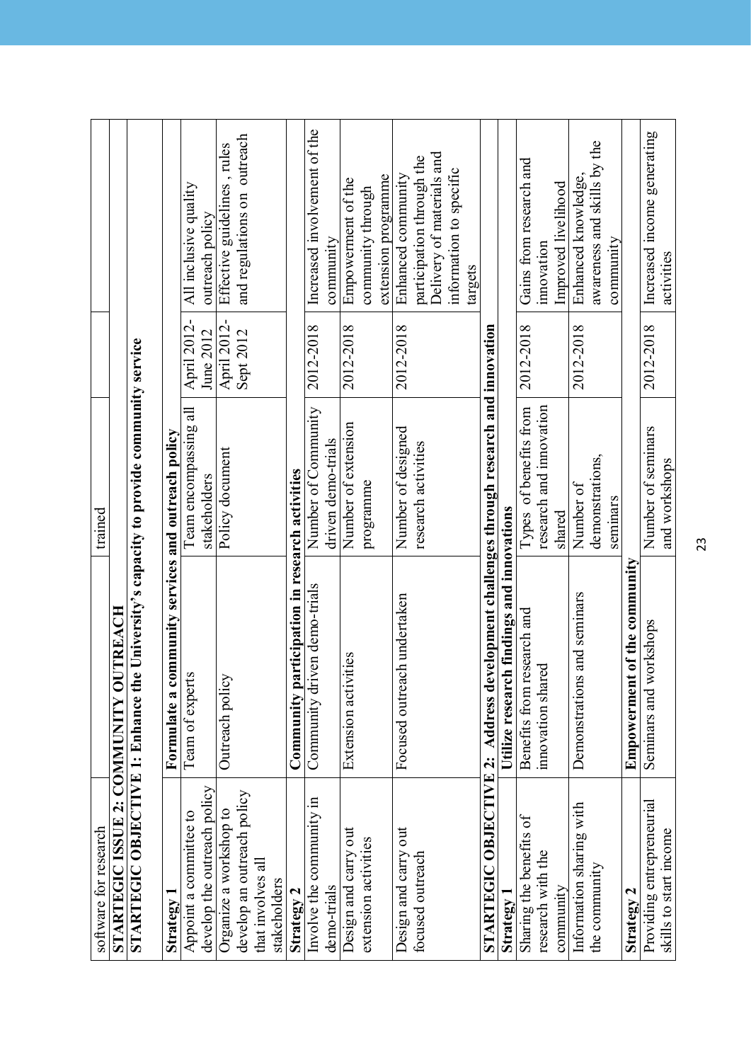| software for research | | trained | | |
|---|---|---|---|---|
| **STARTEGIC ISSUE 2: COMMUNITY OUTREACH** | | | | |
| **STARTEGIC OBJECTIVE 1: Enhance the University's capacity to provide community service** | | | | |
| **Strategy 1** | **Formulate a community services and outreach policy** | | | |
| Appoint a committee to develop the outreach policy | Team of experts | Team encompassing all stakeholders | April 2012- June 2012 | All inclusive quality outreach policy |
| Organize a workshop to develop an outreach policy that involves all stakeholders | Outreach policy | Policy document | April 2012- Sept 2012 | Effective guidelines , rules and regulations on outreach |
| **Strategy 2** | **Community participation in research activities** | | | |
| Involve the community in demo-trials | Community driven demo-trials | Number of Community driven demo-trials | 2012-2018 | Increased involvement of the community |
| Design and carry out extension activities | Extension activities | Number of extension programme | 2012-2018 | Empowerment of the community through extension programme |
| Design and carry out focused outreach | Focused outreach undertaken | Number of designed research activities | 2012-2018 | Enhanced community participation through the Delivery of materials and information to specific targets |
| **STARTEGIC OBJECTIVE 2: Address development challenges through research and innovation** | | | | |
| **Strategy 1** | **Utilize research findings and innovations** | | | |
| Sharing the benefits of research with the community | Benefits from research and innovation shared | Types of benefits from research and innovation shared | 2012-2018 | Gains from research and innovation Improved livelihood |
| Information sharing with the community | Demonstrations and seminars | Number of demonstrations, seminars | 2012-2018 | Enhanced knowledge, awareness and skills by the community |
| **Strategy 2** | **Empowerment of the community** | | | |
| Providing entrepreneurial skills to start income | Seminars and workshops | Number of seminars and workshops | 2012-2018 | Increased income generating activities |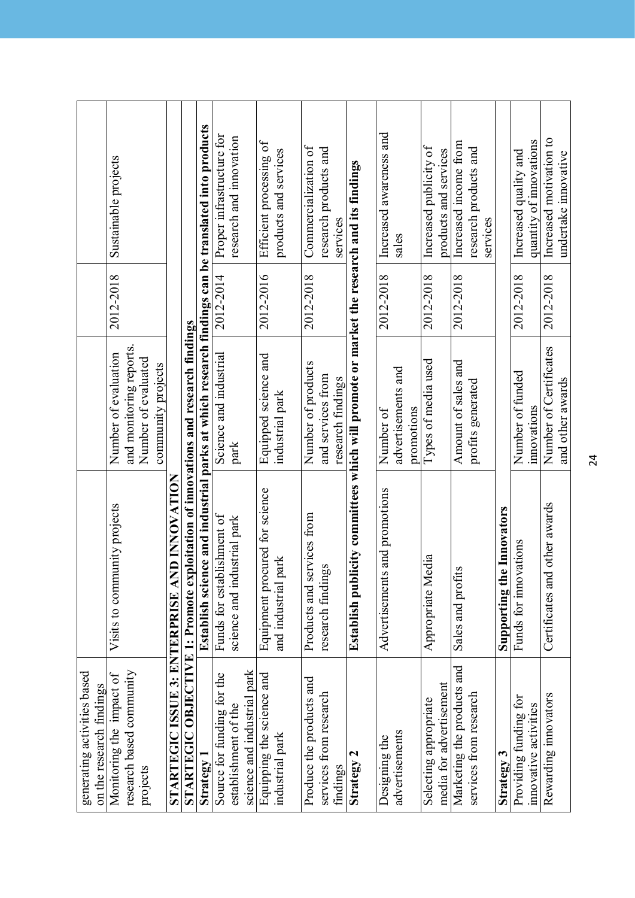| | | | | |
|---|---|---|---|---|
| generating activities based on the research findings | | | | |
| Monitoring the impact of research based community projects | Visits to community projects | Number of evaluation and monitoring reports. Number of evaluated community projects | 2012-2018 | Sustainable projects |
| **STARTEGIC ISSUE 3: ENTERPRISE AND INNOVATION** | | | | |
| **STARTEGIC OBJECTIVE 1: Promote exploitation of innovations and research findings** | | | | |
| **Strategy 1** | **Establish science and industrial parks at which research findings can be translated into products** | | | |
| Source for funding for the establishment of the science and industrial park | Funds for establishment of science and industrial park | Science and industrial park | 2012-2014 | Proper infrastructure for research and innovation |
| Equipping the science and industrial park | Equipment procured for science and industrial park | Equipped science and industrial park | 2012-2016 | Efficient processing of products and services |
| Produce the products and services from research findings | Products and services from research findings | Number of products and services from research findings | 2012-2018 | Commercialization of research products and services |
| **Strategy 2** | **Establish publicity committees which will promote or market the research and its findings** | | | |
| Designing the advertisements | Advertisements and promotions | Number of advertisements and promotions | 2012-2018 | Increased awareness and sales |
| Selecting appropriate media for advertisement | Appropriate Media | Types of media used | 2012-2018 | Increased publicity of products and services |
| Marketing the products and services from research | Sales and profits | Amount of sales and profits generated | 2012-2018 | Increased income from research products and services |
| **Strategy 3** | **Supporting the Innovators** | | | |
| Providing funding for innovative activities | Funds for innovations | Number of funded innovations | 2012-2018 | Increased quality and quantity of innovations |
| Rewarding innovators | Certificates and other awards | Number of Certificates and other awards | 2012-2018 | Increased motivation to undertake innovative |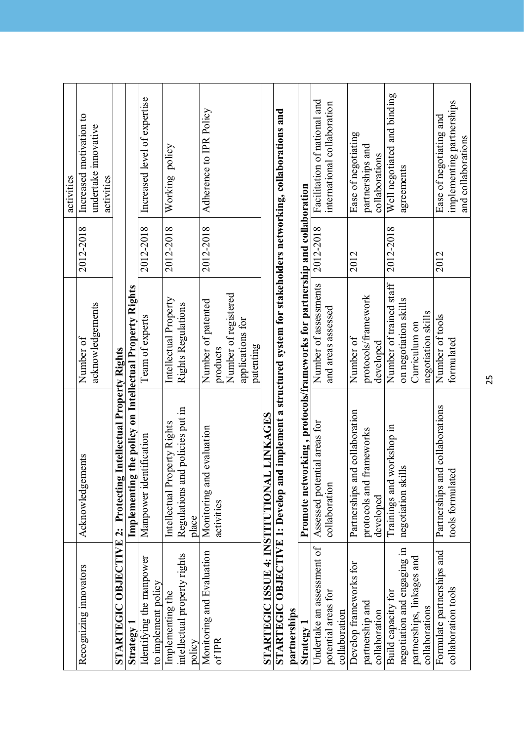|  |  |  |  |  |
|---|---|---|---|---|
|  |  |  |  | activities |
| Recognizing innovators | Acknowledgements | Number of acknowledgements | 2012-2018 | Increased motivation to undertake innovative activities |
| **STARTEGIC OBJECTIVE 2: Protecting Intellectual Property Rights** |  |  |  |  |
| **Strategy 1** | **Implementing the policy on Intellectual Property Rights** |  |  |  |
| Identifying the manpower to implement policy | Manpower identification | Team of experts | 2012-2018 | Increased level of expertise |
| Implementing the intellectual property rights policy | Intellectual Property Rights Regulations and policies put in place | Intellectual Property Rights Regulations | 2012-2018 | Working policy |
| Monitoring and Evaluation of IPR | Monitoring and evaluation activities | Number of patented products<br>Number of registered applications for patenting | 2012-2018 | Adherence to IPR Policy |
| **STARTEGIC ISSUE 4: INSTITUTIONAL LINKAGES** |  |  |  |  |
| **STARTEGIC OBJECTIVE 1: Develop and implement a structured system for stakeholders networking, collaborations and partnerships** |  |  |  |  |
| **Strategy 1** | **Promote networking , protocols/frameworks for partnership and collaboration** |  |  |  |
| Undertake an assessment of potential areas for collaboration | Assessed potential areas for collaboration | Number of assessments and areas assessed | 2012-2018 | Facilitation of national and international collaboration |
| Develop frameworks for partnership and collaboration | Partnerships and collaboration protocols and frameworks developed | Number of protocols/framework developed | 2012 | Ease of negotiating partnerships and collaborations |
| Build capacity for negotiation and engaging in partnerships, linkages and collaborations | Trainings and workshop in negotiation skills | Number of trained staff on negotiation skills<br>Curriculum on negotiation skills | 2012-2018 | Well negotiated and binding agreements |
| Formulate partnerships and collaboration tools | Partnerships and collaborations tools formulated | Number of tools formulated | 2012 | Ease of negotiating and implementing partnerships and collaborations |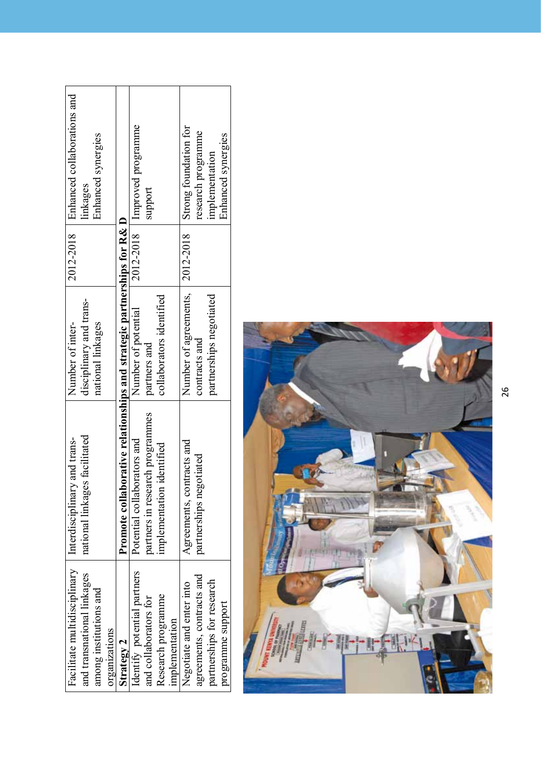| Facilitate multidisciplinary and transnational linkages among institutions and organizations | Interdisciplinary and trans-national linkages facilitated | Number of inter-disciplinary and trans-national linkages | 2012-2018 | Enhanced collaborations and linkages<br>Enhanced synergies |
|---|---|---|---|---|
| **Strategy 2** | **Promote collaborative relationships and strategic partnerships for R& D** | | | |
| Identify potential partners and collaborators for Research programme implementation | Potential collaborators and partners in research programmes implementation identified | Number of potential partners and collaborators identified | 2012-2018 | Improved programme support |
| Negotiate and enter into agreements, contracts and partnerships for research programme support | Agreements, contracts and partnerships negotiated | Number of agreements, contracts and partnerships negotiated | 2012-2018 | Strong foundation for research programme implementation<br>Enhanced synergies |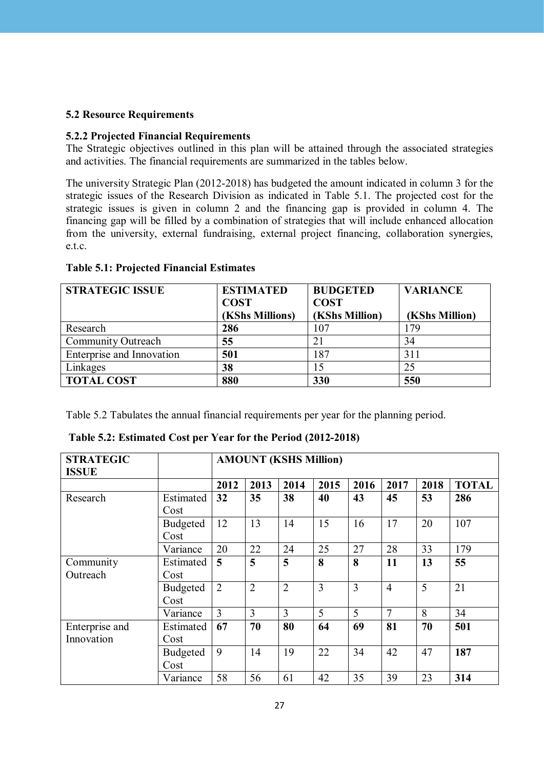### 5.2 Resource Requirements

#### 5.2.2 Projected Financial Requirements

The Strategic objectives outlined in this plan will be attained through the associated strategies and activities. The financial requirements are summarized in the tables below.

The university Strategic Plan (2012-2018) has budgeted the amount indicated in column 3 for the strategic issues of the Research Division as indicated in Table 5.1. The projected cost for the strategic issues is given in column 2 and the financing gap is provided in column 4. The financing gap will be filled by a combination of strategies that will include enhanced allocation from the university, external fundraising, external project financing, collaboration synergies, e.t.c.

**Table 5.1: Projected Financial Estimates**

| STRATEGIC ISSUE | ESTIMATED COST (KShs Millions) | BUDGETED COST (KShs Million) | VARIANCE (KShs Million) |
|---|---|---|---|
| Research | **286** | 107 | 179 |
| Community Outreach | **55** | 21 | 34 |
| Enterprise and Innovation | **501** | 187 | 311 |
| Linkages | **38** | 15 | 25 |
| **TOTAL COST** | **880** | **330** | **550** |

Table 5.2 Tabulates the annual financial requirements per year for the planning period.

**Table 5.2: Estimated Cost per Year for the Period (2012-2018)**

| STRATEGIC ISSUE | | AMOUNT (KSHS Million) | | | | | | | |
|---|---|---|---|---|---|---|---|---|---|
| | | **2012** | **2013** | **2014** | **2015** | **2016** | **2017** | **2018** | **TOTAL** |
| Research | Estimated Cost | **32** | **35** | **38** | **40** | **43** | **45** | **53** | **286** |
| | Budgeted Cost | 12 | 13 | 14 | 15 | 16 | 17 | 20 | 107 |
| | Variance | 20 | 22 | 24 | 25 | 27 | 28 | 33 | 179 |
| Community Outreach | Estimated Cost | **5** | **5** | **5** | **8** | **8** | **11** | **13** | **55** |
| | Budgeted Cost | 2 | 2 | 2 | 3 | 3 | 4 | 5 | 21 |
| | Variance | 3 | 3 | 3 | 5 | 5 | 7 | 8 | 34 |
| Enterprise and Innovation | Estimated Cost | **67** | **70** | **80** | **64** | **69** | **81** | **70** | **501** |
| | Budgeted Cost | 9 | 14 | 19 | 22 | 34 | 42 | 47 | **187** |
| | Variance | 58 | 56 | 61 | 42 | 35 | 39 | 23 | **314** |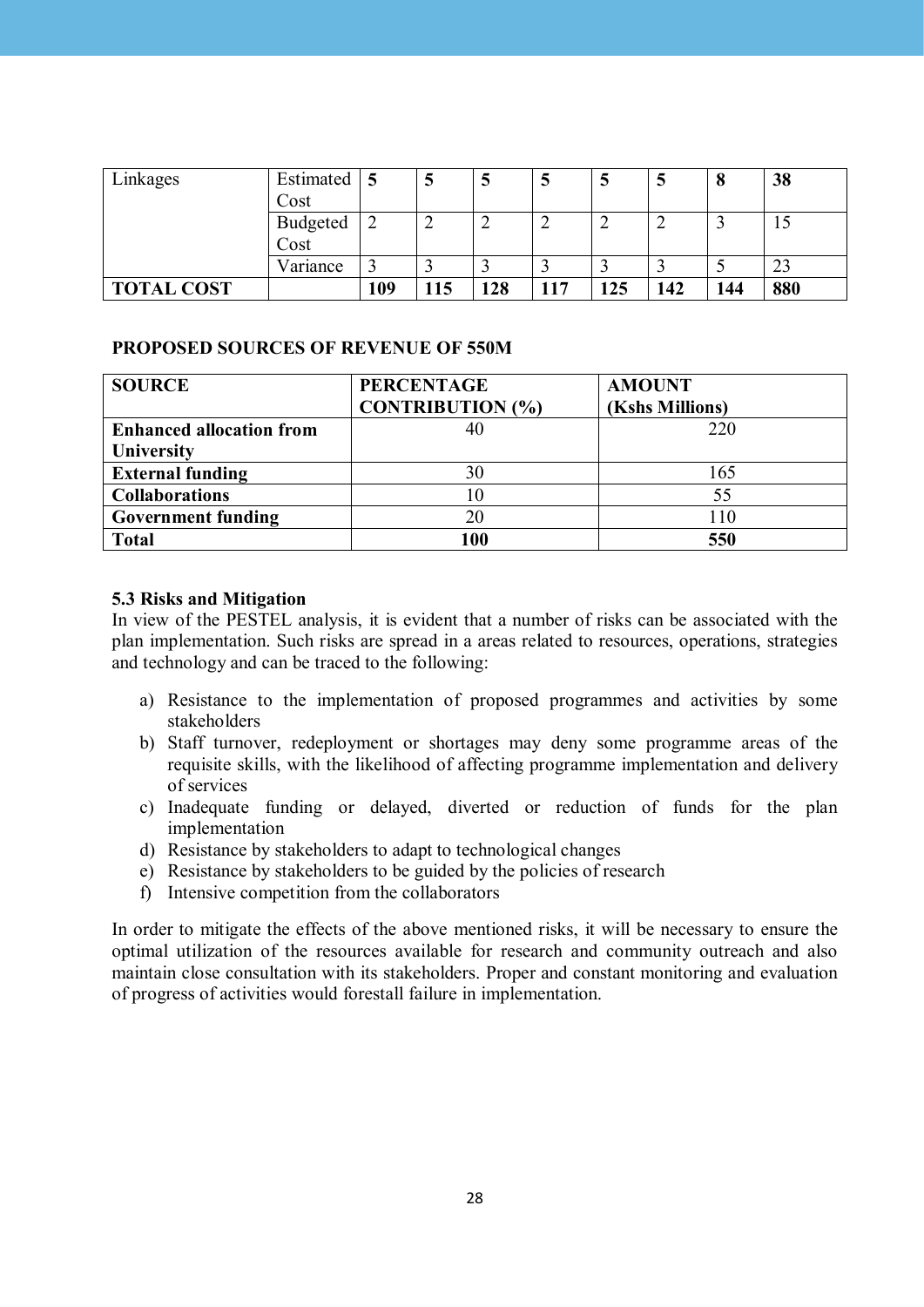| Linkages | Estimated Cost | **5** | **5** | **5** | **5** | **5** | **5** | **8** | **38** |
|---|---|---|---|---|---|---|---|---|---|
| | Budgeted Cost | 2 | 2 | 2 | 2 | 2 | 2 | 3 | 15 |
| | Variance | 3 | 3 | 3 | 3 | 3 | 3 | 5 | 23 |
| **TOTAL COST** | | **109** | **115** | **128** | **117** | **125** | **142** | **144** | **880** |

**PROPOSED SOURCES OF REVENUE OF 550M**

| SOURCE | PERCENTAGE CONTRIBUTION (%) | AMOUNT (Kshs Millions) |
|---|---|---|
| **Enhanced allocation from University** | 40 | 220 |
| **External funding** | 30 | 165 |
| **Collaborations** | 10 | 55 |
| **Government funding** | 20 | 110 |
| **Total** | **100** | **550** |

### 5.3 Risks and Mitigation

In view of the PESTEL analysis, it is evident that a number of risks can be associated with the plan implementation. Such risks are spread in a areas related to resources, operations, strategies and technology and can be traced to the following:

a) Resistance to the implementation of proposed programmes and activities by some stakeholders
b) Staff turnover, redeployment or shortages may deny some programme areas of the requisite skills, with the likelihood of affecting programme implementation and delivery of services
c) Inadequate funding or delayed, diverted or reduction of funds for the plan implementation
d) Resistance by stakeholders to adapt to technological changes
e) Resistance by stakeholders to be guided by the policies of research
f) Intensive competition from the collaborators

In order to mitigate the effects of the above mentioned risks, it will be necessary to ensure the optimal utilization of the resources available for research and community outreach and also maintain close consultation with its stakeholders. Proper and constant monitoring and evaluation of progress of activities would forestall failure in implementation.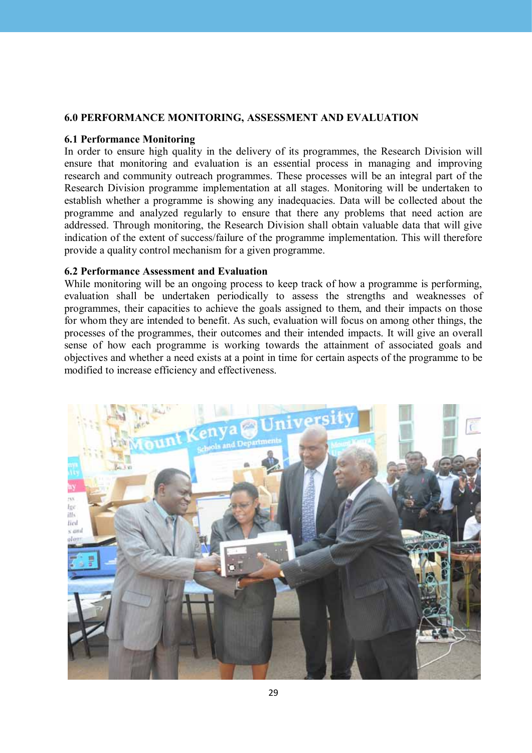## 6.0 PERFORMANCE MONITORING, ASSESSMENT AND EVALUATION

### 6.1 Performance Monitoring

In order to ensure high quality in the delivery of its programmes, the Research Division will ensure that monitoring and evaluation is an essential process in managing and improving research and community outreach programmes. These processes will be an integral part of the Research Division programme implementation at all stages. Monitoring will be undertaken to establish whether a programme is showing any inadequacies. Data will be collected about the programme and analyzed regularly to ensure that there any problems that need action are addressed. Through monitoring, the Research Division shall obtain valuable data that will give indication of the extent of success/failure of the programme implementation. This will therefore provide a quality control mechanism for a given programme.

### 6.2 Performance Assessment and Evaluation

While monitoring will be an ongoing process to keep track of how a programme is performing, evaluation shall be undertaken periodically to assess the strengths and weaknesses of programmes, their capacities to achieve the goals assigned to them, and their impacts on those for whom they are intended to benefit. As such, evaluation will focus on among other things, the processes of the programmes, their outcomes and their intended impacts. It will give an overall sense of how each programme is working towards the attainment of associated goals and objectives and whether a need exists at a point in time for certain aspects of the programme to be modified to increase efficiency and effectiveness.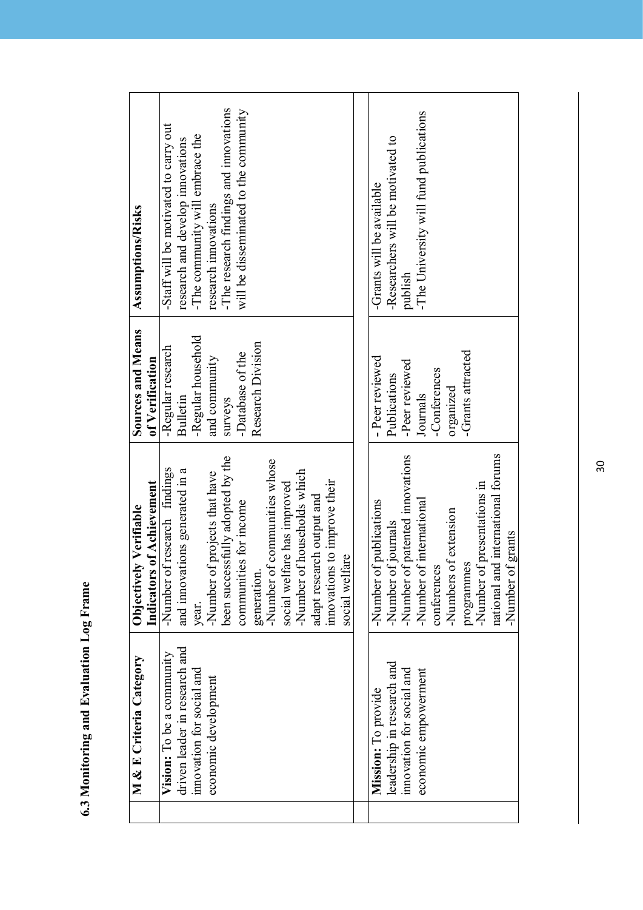### 6.3 Monitoring and Evaluation Log Frame

| M & E Criteria Category | Objectively Verifiable Indicators of Achievement | Sources and Means of Verification | Assumptions/Risks |
|---|---|---|---|
| **Vision:** To be a community driven leader in research and innovation for social and economic development | -Number of research findings and innovations generated in a year.<br>-Number of projects that have been successfully adopted by the communities for income generation.<br>-Number of communities whose social welfare has improved<br>-Number of households which adapt research output and innovations to improve their social welfare | -Regular research Bulletin<br>-Regular household and community surveys<br>-Database of the Research Division | -Staff will be motivated to carry out research and develop innovations<br>-The community will embrace the research innovations<br>-The research findings and innovations will be disseminated to the community |
| **Mission:** To provide leadership in research and innovation for social and economic empowerment | -Number of publications<br>-Number of journals<br>-Number of patented innovations<br>-Number of international conferences<br>-Numbers of extension programmes<br>-Number of presentations in national and international forums<br>-Number of grants | - Peer reviewed Publications<br>-Peer reviewed Journals<br>-Conferences organized<br>-Grants attracted | -Grants will be available<br>-Researchers will be motivated to publish<br>-The University will fund publications |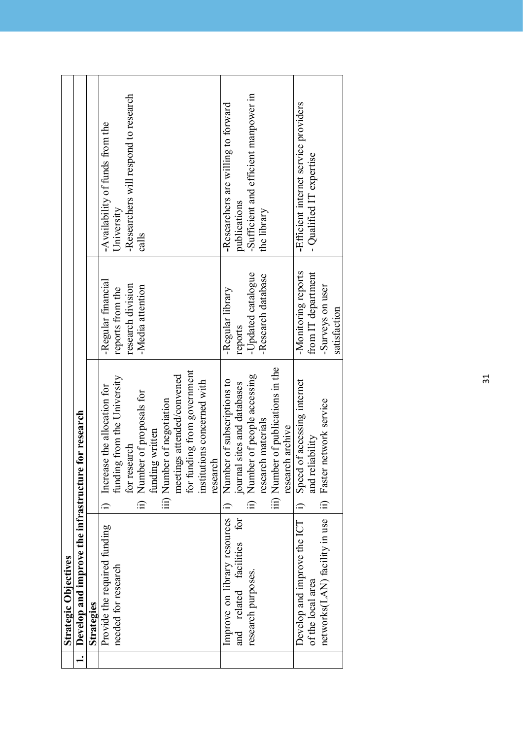| | Strategic Objectives | | | |
|---|---|---|---|---|
| **1.** | **Develop and improve the infrastructure for research** | | | |
| | **Strategies** | | | |
| | Provide the required funding needed for research | i) Increase the allocation for funding from the University for research<br>ii) Number of proposals for funding written<br>iii) Number of negotiation meetings attended/convened for funding from government institutions concerned with research | -Regular financial reports from the research division<br>-Media attention | -Availability of funds from the University<br>-Researchers will respond to research calls |
| | Improve on library resources and related facilities for research purposes. | i) Number of subscriptions to journal sites and databases<br>ii) Number of people accessing research materials<br>iii) Number of publications in the research archive | -Regular library reports<br>-Updated catalogue<br>-Research database | -Researchers are willing to forward publications<br>-Sufficient and efficient manpower in the library |
| | Develop and improve the ICT of the local area networks(LAN) facility in use | i) Speed of accessing internet and reliability<br>ii) Faster network service | -Monitoring reports from IT department<br>-Surveys on user satisfaction | -Efficient internet service providers<br>- Qualified IT expertise |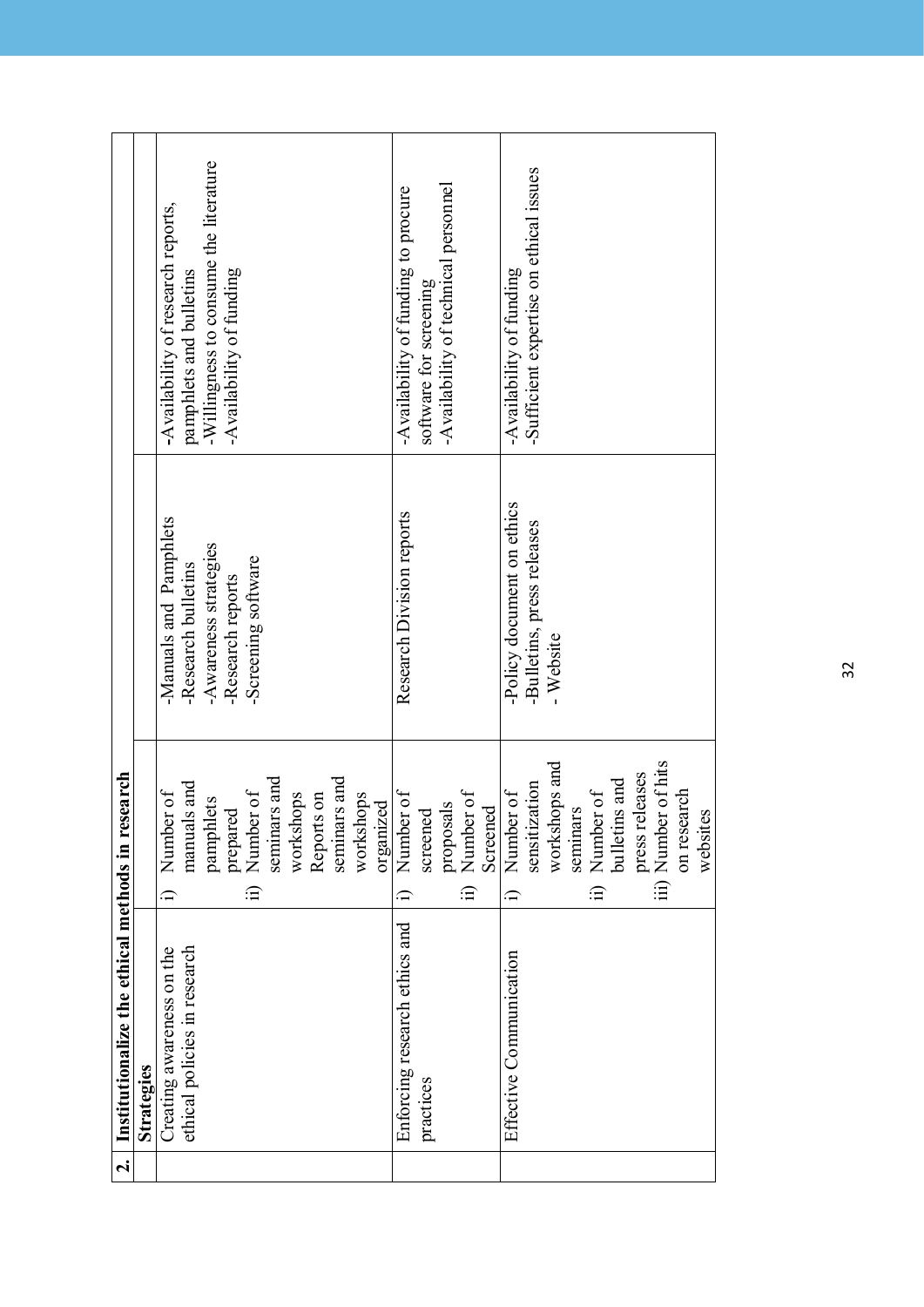| 2. | Institutionalize the ethical methods in research | | | |
|---|---|---|---|---|
| | **Strategies** | | | |
| | Creating awareness on the ethical policies in research | i) Number of manuals and pamphlets prepared<br>ii) Number of seminars and workshops Reports on seminars and workshops organized | -Manuals and Pamphlets<br>-Research bulletins<br>-Awareness strategies<br>-Research reports<br>-Screening software | -Availability of research reports, pamphlets and bulletins<br>-Willingness to consume the literature<br>-Availability of funding |
| | Enforcing research ethics and practices | i) Number of screened proposals<br>ii) Number of Screened | Research Division reports | -Availability of funding to procure software for screening<br>-Availability of technical personnel |
| | Effective Communication | i) Number of sensitization workshops and seminars<br>ii) Number of bulletins and press releases<br>iii) Number of hits on research websites | -Policy document on ethics<br>-Bulletins, press releases<br>- Website | -Availability of funding<br>-Sufficient expertise on ethical issues |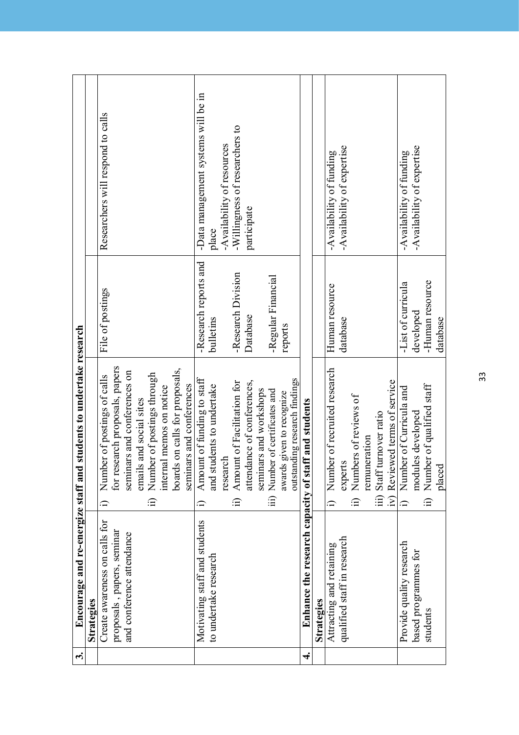| 3. | Encourage and re-energize staff and students to undertake research | | | |
|---|---|---|---|---|
| | **Strategies** | | | |
| | Create awareness on calls for proposals , papers, seminar and conference attendance | i) Number of postings of calls for research proposals, papers seminars and conferences on emails and social sites<br>ii) Number of postings through internal memos on notice boards on calls for proposals, seminars and conferences | File of postings | Researchers will respond to calls |
| | Motivating staff and students to undertake research | i) Amount of funding to staff and students to undertake research<br>ii) Amount of Facilitation for attendance of conferences, seminars and workshops<br>iii) Number of certificates and awards given to recognize outstanding research findings | -Research reports and bulletins<br>-Research Division Database<br>-Regular Financial reports | -Data management systems will be in place<br>-Availability of resources<br>-Willingness of researchers to participate |
| 4. | Enhance the research capacity of staff and students | | | |
| | **Strategies** | | | |
| | Attracting and retaining qualified staff in research | i) Number of recruited research experts<br>ii) Numbers of reviews of remuneration<br>iii) Staff turnover ratio<br>iv) Reviewed terms of service | Human resource database | -Availability of funding<br>-Availability of expertise |
| | Provide quality research based programmes for students | i) Number of Curricula and modules developed<br>ii) Number of qualified staff placed | -List of curricula developed<br>-Human resource database | -Availability of funding<br>-Availability of expertise |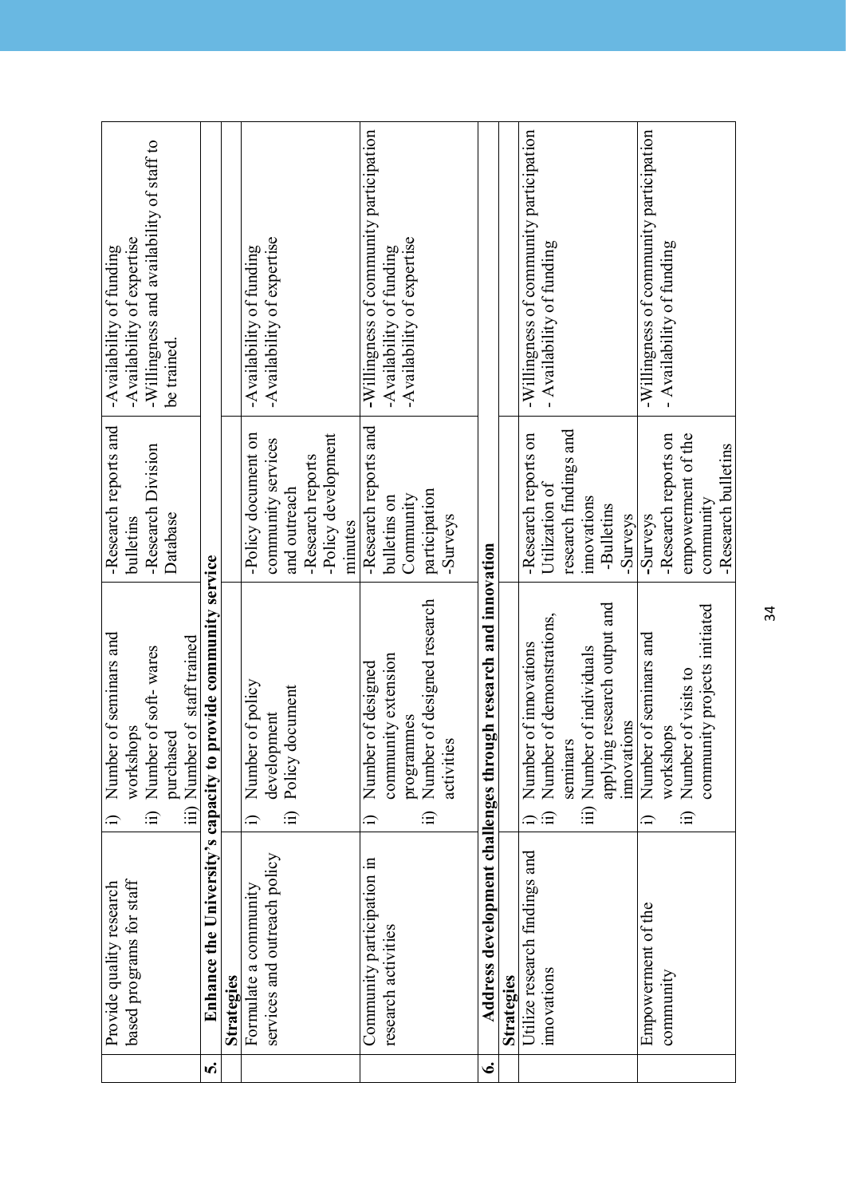|  | Provide quality research based programs for staff | i) Number of seminars and workshops<br>ii) Number of soft- wares purchased<br>iii) Number of staff trained | -Research reports and bulletins<br>-Research Division Database | -Availability of funding<br>-Availability of expertise<br>-Willingness and availability of staff to be trained. |
|---|---|---|---|---|
| **5.** | **Enhance the University's capacity to provide community service** | | | |
|  | **Strategies** | | | |
|  | Formulate a community services and outreach policy | i) Number of policy development<br>ii) Policy document | -Policy document on community services and outreach<br>-Research reports<br>-Policy development minutes | -Availability of funding<br>-Availability of expertise |
|  | Community participation in research activities | i) Number of designed community extension programmes<br>ii) Number of designed research activities | -Research reports and bulletins on Community participation<br>-Surveys | -Willingness of community participation<br>-Availability of funding<br>-Availability of expertise |
| **6.** | **Address development challenges through research and innovation** | | | |
|  | **Strategies** | | | |
|  | Utilize research findings and innovations | i) Number of innovations<br>ii) Number of demonstrations, seminars<br>iii) Number of individuals applying research output and innovations | -Research reports on Utilization of research findings and innovations<br>-Bulletins<br>-Surveys | -Willingness of community participation<br>- Availability of funding |
|  | Empowerment of the community | i) Number of seminars and workshops<br>ii) Number of visits to community projects initiated | -Surveys<br>-Research reports on empowerment of the community<br>-Research bulletins | -Willingness of community participation<br>- Availability of funding |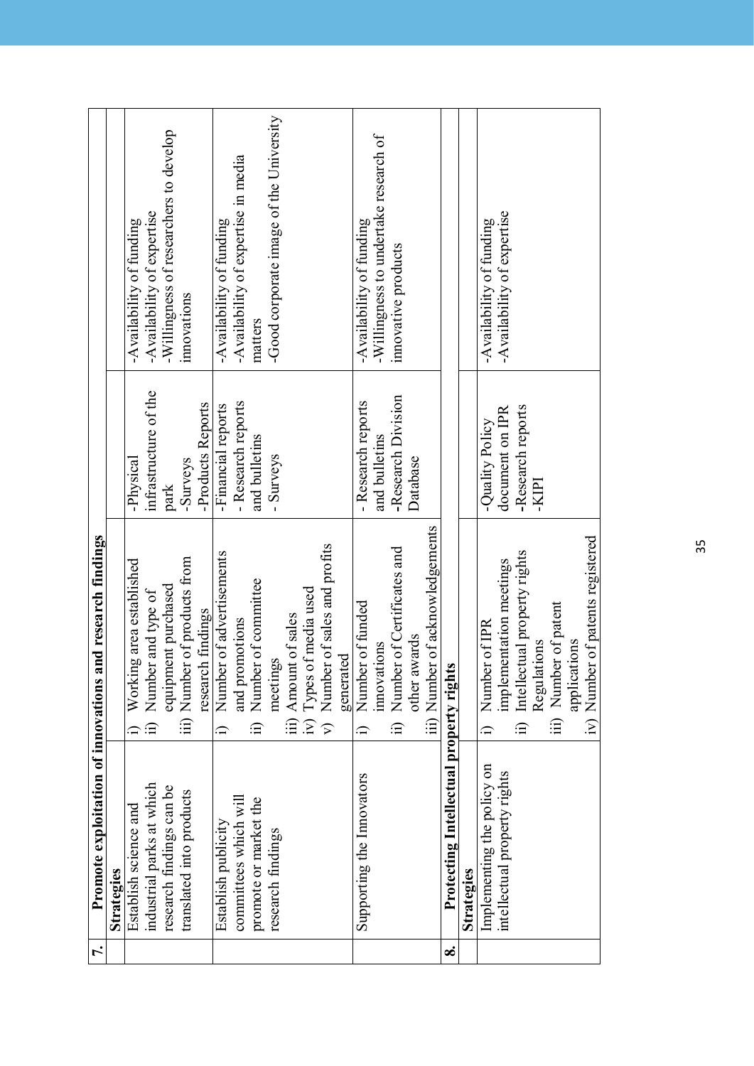| | | | | |
|---|---|---|---|---|
| **7.** | **Promote exploitation of innovations and research findings** | | | |
| | **Strategies** | | | |
| | Establish science and industrial parks at which research findings can be translated into products | i) Working area established<br>ii) Number and type of equipment purchased<br>iii) Number of products from research findings | -Physical infrastructure of the park<br>-Surveys<br>-Products Reports | -Availability of funding<br>-Availability of expertise<br>-Willingness of researchers to develop innovations |
| | Establish publicity committees which will promote or market the research findings | i) Number of advertisements and promotions<br>ii) Number of committee meetings<br>iii) Amount of sales<br>iv) Types of media used<br>v) Number of sales and profits generated | -Financial reports<br>- Research reports and bulletins<br>- Surveys | -Availability of funding<br>-Availability of expertise in media matters<br>-Good corporate image of the University |
| | Supporting the Innovators | i) Number of funded innovations<br>ii) Number of Certificates and other awards<br>iii) Number of acknowledgements | - Research reports and bulletins<br>-Research Division Database | -Availability of funding<br>-Willingness to undertake research of innovative products |
| **8.** | **Protecting Intellectual property rights** | | | |
| | **Strategies** | | | |
| | Implementing the policy on intellectual property rights | i) Number of IPR implementation meetings<br>ii) Intellectual property rights Regulations<br>iii) Number of patent applications<br>iv) Number of patents registered | -Quality Policy document on IPR<br>-Research reports<br>-KIPI | -Availability of funding<br>-Availability of expertise |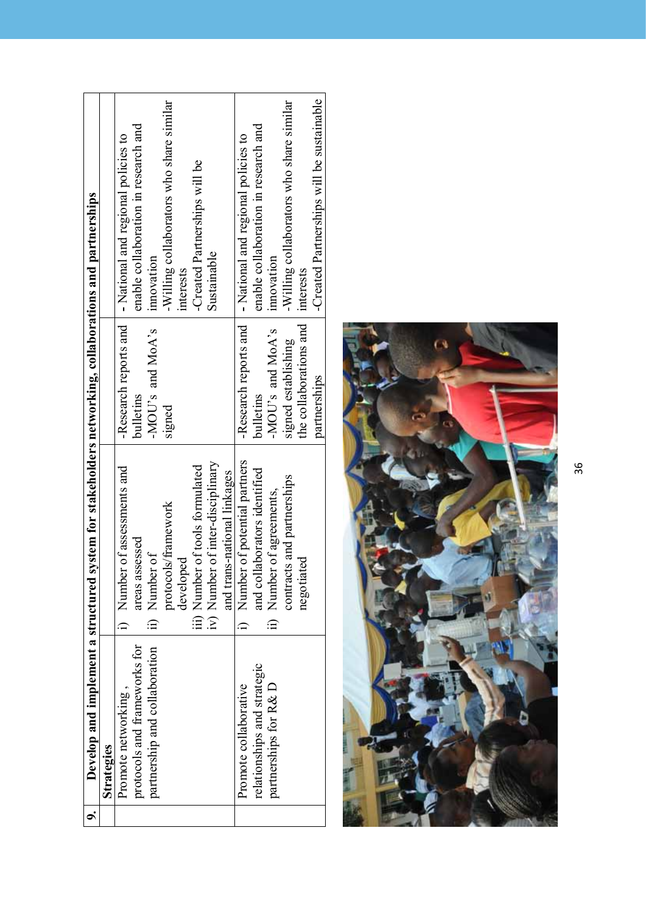| 9. | Develop and implement a structured system for stakeholders networking, collaborations and partnerships | | | |
|---|---|---|---|---|
| | **Strategies** | | | |
| | Promote networking , protocols and frameworks for partnership and collaboration | i) Number of assessments and areas assessed<br>ii) Number of protocols/framework developed<br>iii) Number of tools formulated<br>iv) Number of inter-disciplinary and trans-national linkages | -Research reports and bulletins<br>-MOU's and MoA's signed | - National and regional policies to enable collaboration in research and innovation<br>-Willing collaborators who share similar interests<br>-Created Partnerships will be Sustainable |
| | Promote collaborative relationships and strategic partnerships for R& D | i) Number of potential partners and collaborators identified<br>ii) Number of agreements, contracts and partnerships negotiated | -Research reports and bulletins<br>-MOU's and MoA's signed establishing the collaborations and partnerships | - National and regional policies to enable collaboration in research and innovation<br>-Willing collaborators who share similar interests<br>-Created Partnerships will be sustainable |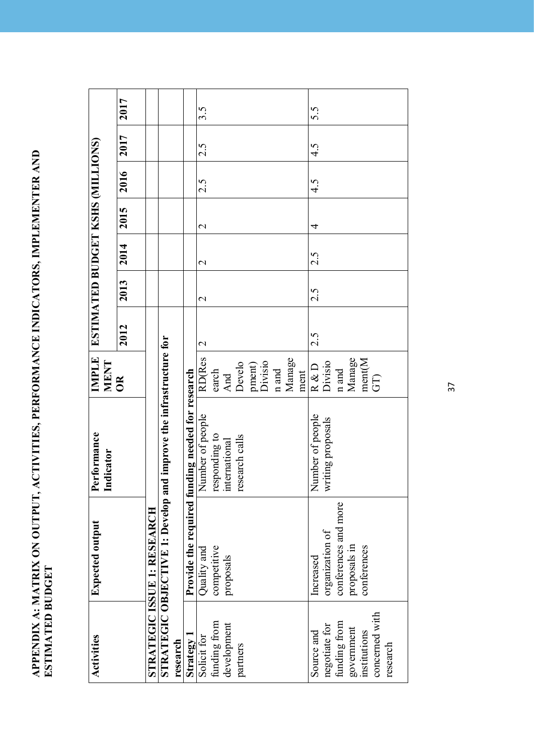**APPENDIX A: MATRIX ON OUTPUT, ACTIVITIES, PERFORMANCE INDICATORS, IMPLEMENTER AND ESTIMATED BUDGET**

| Activities | Expected output | Performance Indicator | IMPLEMENTOR | ESTIMATED BUDGET KSHS (MILLIONS) | | | | | | |
|---|---|---|---|---|---|---|---|---|---|---|
| | | | | 2012 | 2013 | 2014 | 2015 | 2016 | 2017 | 2017 |
| **STRATEGIC ISSUE 1: RESEARCH** | | | | | | | | | | |
| **STRATEGIC OBJECTIVE 1: Develop and improve the infrastructure for research** | | | | | | | | | | |
| **Strategy 1** | **Provide the required funding needed for research** | | | | | | | | | |
| Solicit for funding from development partners | Quality and competitive proposals | Number of people responding to international research calls | RD(Research And Development) Division and Management | 2 | 2 | 2 | 2 | 2.5 | 2.5 | 3.5 |
| Source and negotiate for funding from government institutions concerned with research | Increased organization of conferences and more proposals in conferences | Number of people writing proposals | R & D Division and Management(MGT) | 2.5 | 2.5 | 2.5 | 4 | 4.5 | 4.5 | 5.5 |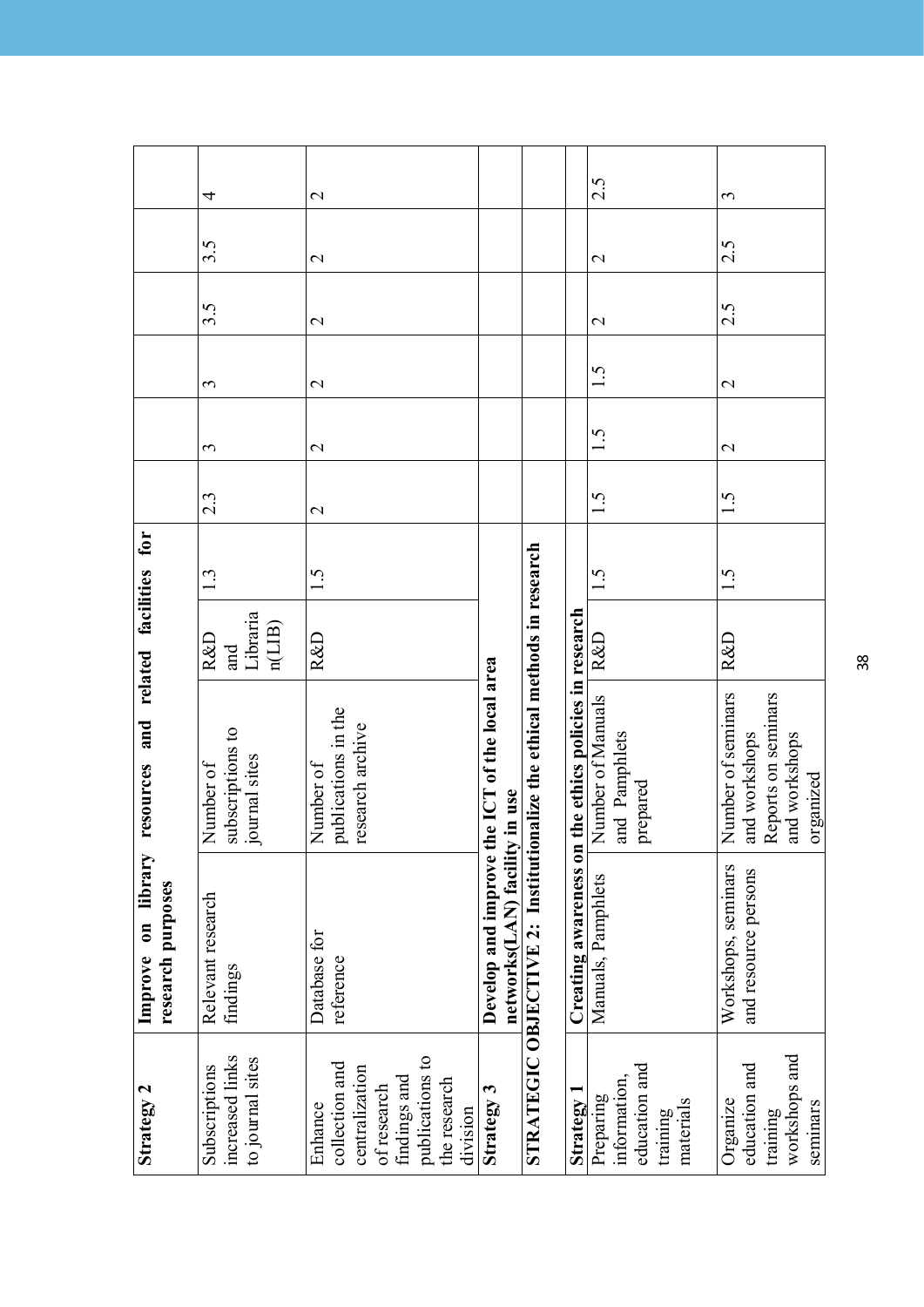| Strategy 2 | Improve on library resources and related facilities for research purposes | | | | | | | | | |
|---|---|---|---|---|---|---|---|---|---|---|
| Subscriptions increased links to journal sites | Relevant research findings | Number of subscriptions to journal sites | R&D and Librarian(LIB) | 1.3 | 2.3 | 3 | 3 | 3.5 | 3.5 | 4 |
| Enhance collection and centralization of research findings and publications to the research division | Database for reference | Number of publications in the research archive | R&D | 1.5 | 2 | 2 | 2 | 2 | 2 | 2 |
| Strategy 3 | Develop and improve the ICT of the local area networks(LAN) facility in use | | | | | | | | | |
| STRATEGIC OBJECTIVE 2: Institutionalize the ethical methods in research | | | | | | | | | | |
| Strategy 1 | Creating awareness on the ethics policies in research | | | | | | | | | |
| Preparing information, education and training materials | Manuals, Pamphlets | Number of Manuals and Pamphlets prepared | R&D | 1.5 | 1.5 | 1.5 | 1.5 | 2 | 2 | 2.5 |
| Organize education and training workshops and seminars | Workshops, seminars and resource persons | Number of seminars and workshops Reports on seminars and workshops organized | R&D | 1.5 | 1.5 | 2 | 2 | 2.5 | 2.5 | 3 |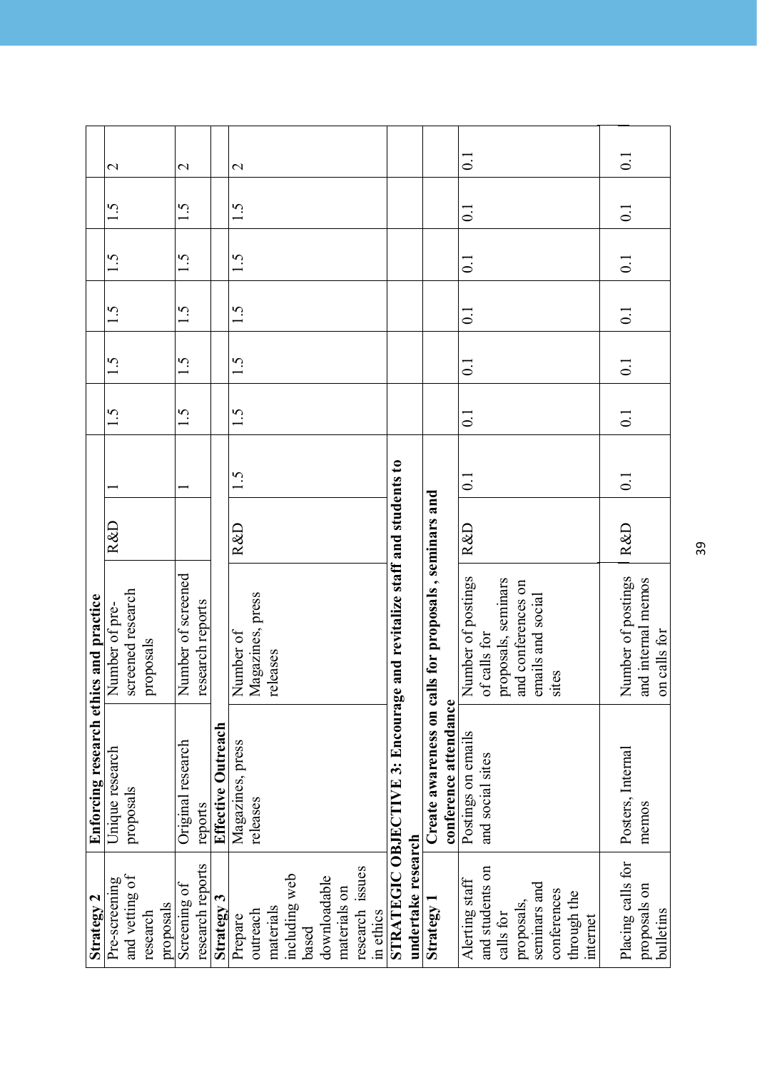| Strategy 2 | Enforcing research ethics and practice | | | | | | | | | |
|---|---|---|---|---|---|---|---|---|---|---|
| Pre-screening and vetting of research proposals | Unique research proposals | Number of pre-screened research proposals | R&D | 1 | 1.5 | 1.5 | 1.5 | 1.5 | 1.5 | 2 |
| Screening of research reports | Original research reports | Number of screened research reports | | 1 | 1.5 | 1.5 | 1.5 | 1.5 | 1.5 | 2 |
| **Strategy 3** | **Effective Outreach** | | | | | | | | | |
| Prepare outreach materials including web based downloadable materials on research issues in ethics | Magazines, press releases | Number of Magazines, press releases | R&D | 1.5 | 1.5 | 1.5 | 1.5 | 1.5 | 1.5 | 2 |
| **STRATEGIC OBJECTIVE 3: Encourage and revitalize staff and students to undertake research** | | | | | | | | | | |
| **Strategy 1** | **Create awareness on calls for proposals, seminars and conference attendance** | | | | | | | | | |
| Alerting staff and students on calls for proposals, seminars and conferences through the internet | Postings on emails and social sites | Number of postings of calls for proposals, seminars and conferences on emails and social sites | R&D | 0.1 | 0.1 | 0.1 | 0.1 | 0.1 | 0.1 | 0.1 |
| Placing calls for proposals on bulletins | Posters, Internal memos | Number of postings and internal memos on calls for | R&D | 0.1 | 0.1 | 0.1 | 0.1 | 0.1 | 0.1 | 0.1 |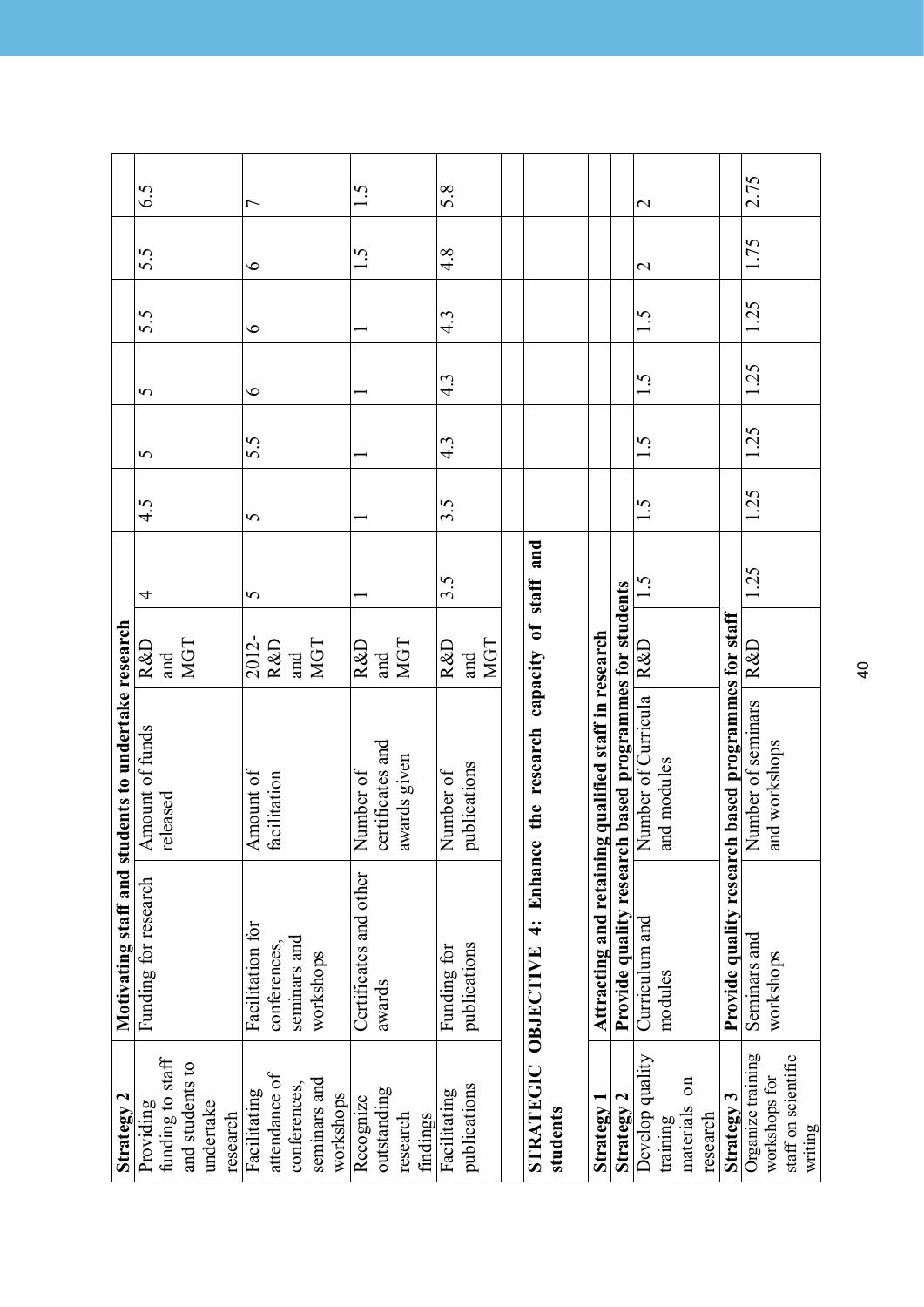| | | | | | | | | | | |
|---|---|---|---|---|---|---|---|---|---|---|
| **Strategy 2** | **Motivating staff and students to undertake research** | | | | | | | | | |
| Providing funding to staff and students to undertake research | Funding for research | Amount of funds released | R&D and MGT | 4 | 4.5 | 5 | 5 | 5.5 | 5.5 | 6.5 |
| Facilitating attendance of conferences, seminars and workshops | Facilitation for conferences, seminars and workshops | Amount of facilitation | 2012-R&D and MGT | 5 | 5 | 5.5 | 6 | 6 | 6 | 7 |
| Recognize outstanding research findings | Certificates and other awards | Number of certificates and awards given | R&D and MGT | 1 | 1 | 1 | 1 | 1 | 1.5 | 1.5 |
| Facilitating publications | Funding for publications | Number of publications | R&D and MGT | 3.5 | 3.5 | 4.3 | 4.3 | 4.3 | 4.8 | 5.8 |
| | | | | | | | | | | |
| **STRATEGIC OBJECTIVE 4: Enhance the research capacity of staff and students** | | | | | | | | | | |
| **Strategy 1** | **Attracting and retaining qualified staff in research** | | | | | | | | | |
| **Strategy 2** | **Provide quality research based programmes for students** | | | | | | | | | |
| Develop quality training materials on research | Curriculum and modules | Number of Curricula and modules | R&D | 1.5 | 1.5 | 1.5 | 1.5 | 1.5 | 2 | 2 |
| **Strategy 3** | **Provide quality research based programmes for staff** | | | | | | | | | |
| Organize training workshops for staff on scientific writing | Seminars and workshops | Number of seminars and workshops | R&D | 1.25 | 1.25 | 1.25 | 1.25 | 1.25 | 1.75 | 2.75 |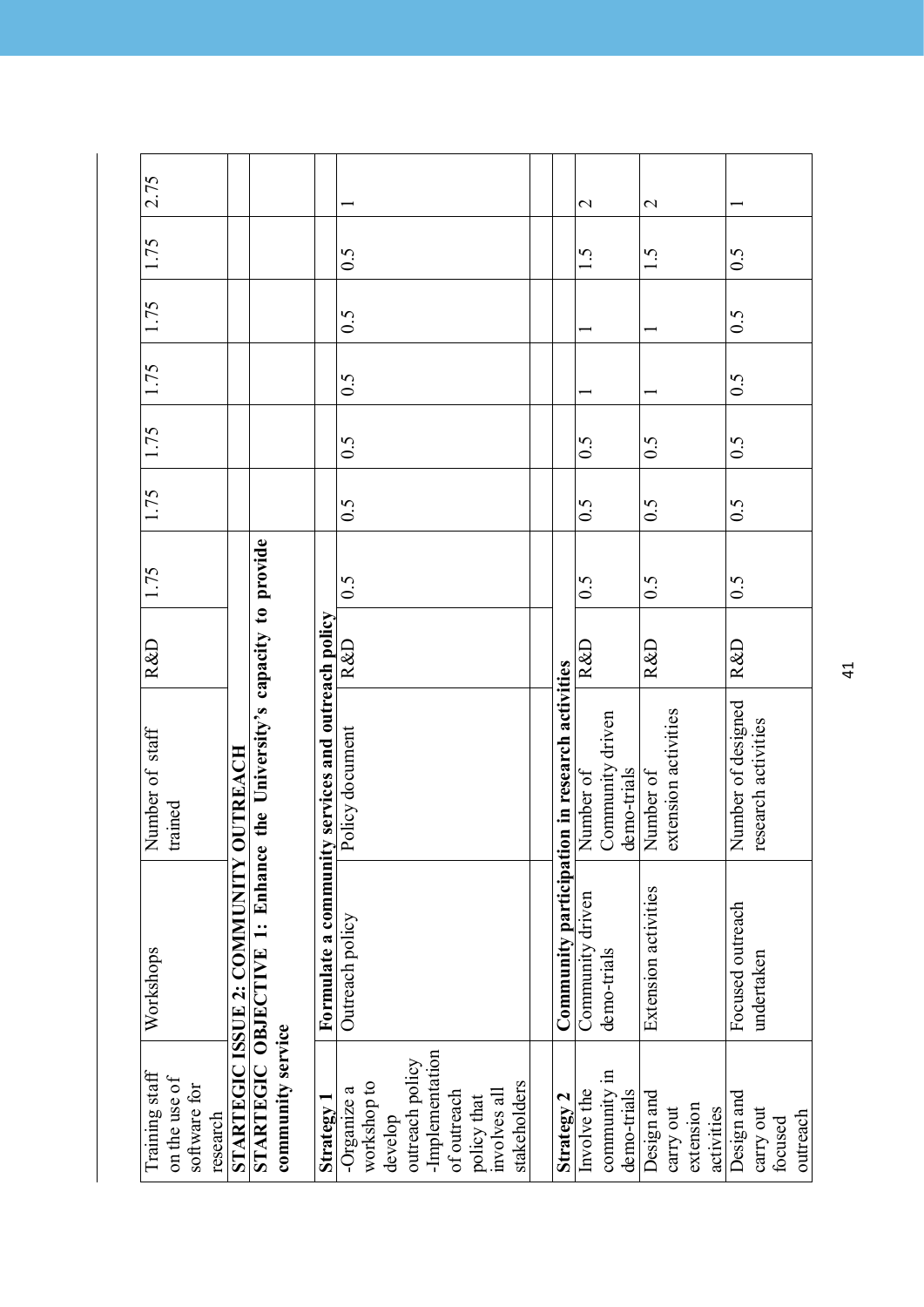| | | | | | | | | | | |
|---|---|---|---|---|---|---|---|---|---|---|
| Training staff on the use of software for research | Workshops | Number of staff trained | R&D | 1.75 | 1.75 | 1.75 | 1.75 | 1.75 | 1.75 | 2.75 |
| **STARTEGIC ISSUE 2: COMMUNITY OUTREACH** | | | | | | | | | | |
| **STARTEGIC OBJECTIVE 1: Enhance the University's capacity to provide community service** | | | | | | | | | | |
| **Strategy 1** | **Formulate a community services and outreach policy** | | | | | | | | | |
| -Organize a workshop to develop outreach policy -Implementation of outreach policy that involves all stakeholders | Outreach policy | Policy document | R&D | 0.5 | 0.5 | 0.5 | 0.5 | 0.5 | 0.5 | 1 |
| **Strategy 2** | **Community participation in research activities** | | | | | | | | | |
| Involve the community in demo-trials | Community driven demo-trials | Number of Community driven demo-trials | R&D | 0.5 | 0.5 | 0.5 | 1 | 1 | 1.5 | 2 |
| Design and carry out extension activities | Extension activities | Number of extension activities | R&D | 0.5 | 0.5 | 0.5 | 1 | 1 | 1.5 | 2 |
| Design and carry out focused outreach | Focused outreach undertaken | Number of designed research activities | R&D | 0.5 | 0.5 | 0.5 | 0.5 | 0.5 | 0.5 | 1 |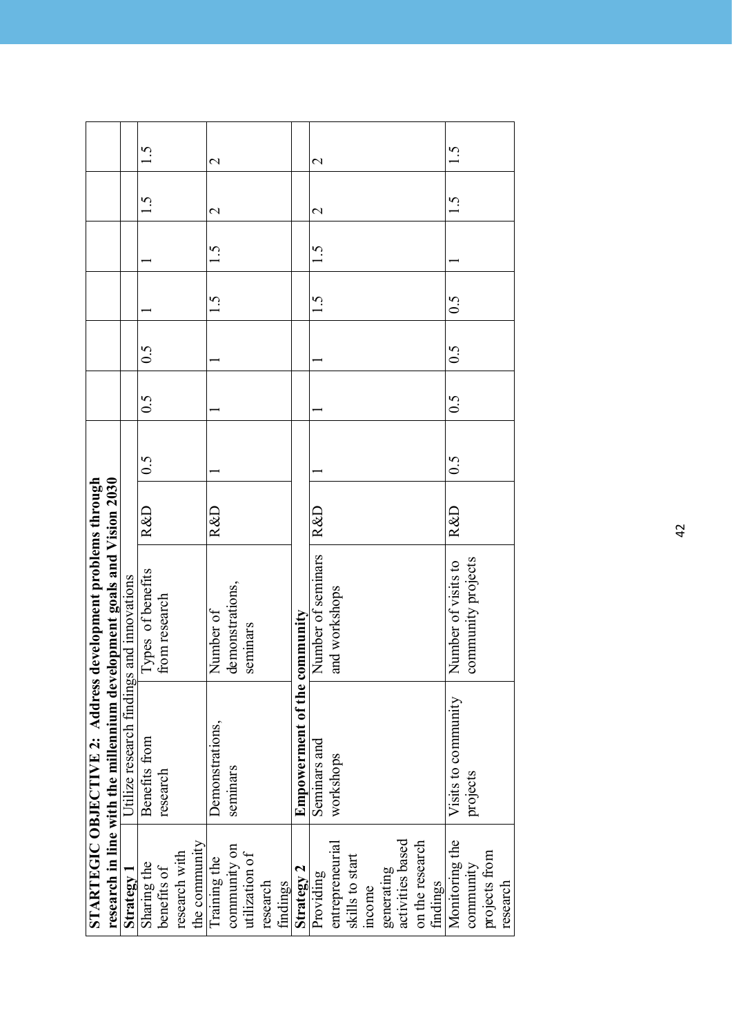| STARTEGIC OBJECTIVE 2: Address development problems through research in line with the millennium development goals and Vision 2030 | | | | | | | | | | |
|---|---|---|---|---|---|---|---|---|---|---|
| **Strategy 1** | Utilize research findings and innovations | | | | | | | | | |
| Sharing the benefits of research with the community | Benefits from research | Types of benefits from research | R&D | 0.5 | 0.5 | 0.5 | 1 | 1 | 1.5 | 1.5 |
| Training the community on utilization of research findings | Demonstrations, seminars | Number of demonstrations, seminars | R&D | 1 | 1 | 1 | 1.5 | 1.5 | 2 | 2 |
| **Strategy 2** | **Empowerment of the community** | | | | | | | | | |
| Providing entrepreneurial skills to start income generating activities based on the research findings | Seminars and workshops | Number of seminars and workshops | R&D | 1 | 1 | 1 | 1.5 | 1.5 | 2 | 2 |
| Monitoring the community projects from research | Visits to community projects | Number of visits to community projects | R&D | 0.5 | 0.5 | 0.5 | 0.5 | 1 | 1.5 | 1.5 |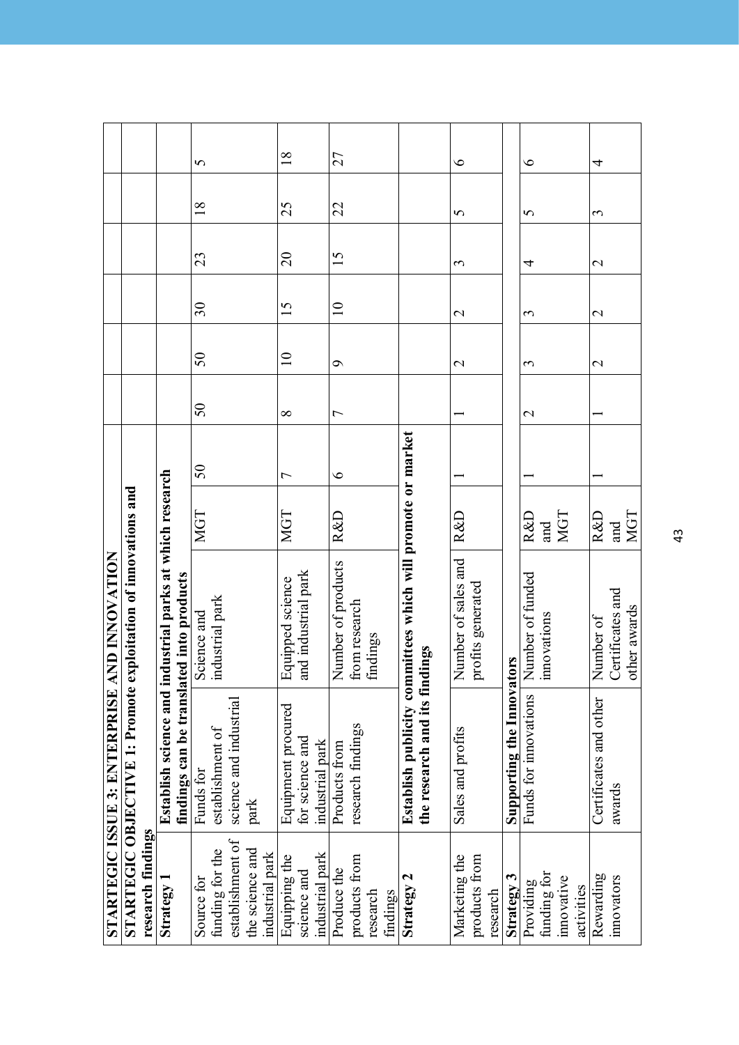| STARTEGIC ISSUE 3: ENTERPRISE AND INNOVATION | | | | | | | | | | |
|---|---|---|---|---|---|---|---|---|---|---|
| **STARTEGIC OBJECTIVE 1: Promote exploitation of innovations and research findings** | | | | | | | | | | |
| **Strategy 1** | **Establish science and industrial parks at which research findings can be translated into products** | | | | | | | | | |
| Source for funding for the establishment of the science and industrial park | Funds for establishment of science and industrial park | Science and industrial park | MGT | 50 | 50 | 50 | 30 | 23 | 18 | 5 |
| Equipping the science and industrial park | Equipment procured for science and industrial park | Equipped science and industrial park | MGT | 7 | 8 | 10 | 15 | 20 | 25 | 18 |
| Produce the products from research findings | Products from research findings | Number of products from research findings | R&D | 6 | 7 | 9 | 10 | 15 | 22 | 27 |
| **Strategy 2** | **Establish publicity committees which will promote or market the research and its findings** | | | | | | | | | |
| Marketing the products from research | Sales and profits | Number of sales and profits generated | R&D | 1 | 1 | 2 | 2 | 3 | 5 | 6 |
| **Strategy 3** | **Supporting the Innovators** | | | | | | | | | |
| Providing funding for innovative activities | Funds for innovations | Number of funded innovations | R&D and MGT | 1 | 2 | 3 | 3 | 4 | 5 | 6 |
| Rewarding innovators | Certificates and other awards | Number of Certificates and other awards | R&D and MGT | 1 | 1 | 2 | 2 | 2 | 3 | 4 |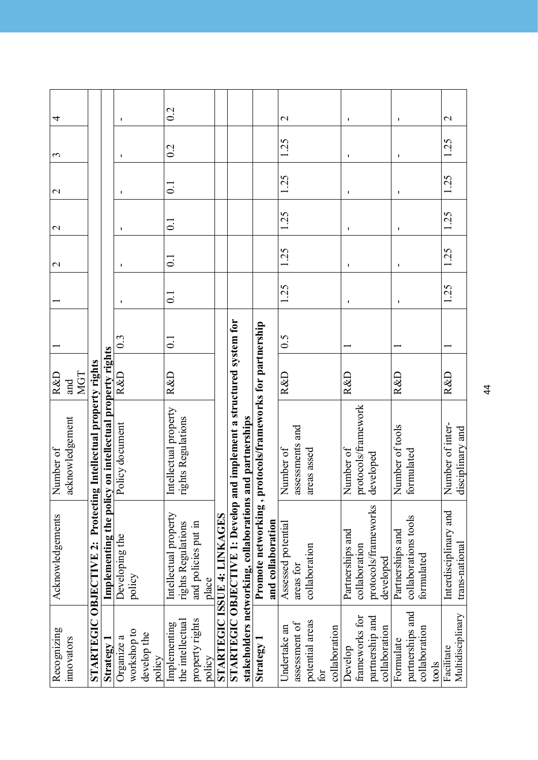| Recognizing innovators | Acknowledgements | Number of acknowledgement | R&D and MGT | 1 | | 2 | 2 | 2 | 3 | 4 |
|---|---|---|---|---|---|---|---|---|---|---|
| **STARTEGIC OBJECTIVE 2: Protecting Intellectual property rights** | | | | | | | | | | |
| **Strategy 1** | **Implementing the policy on intellectual property rights** | | | | | | | | | |
| Organize a workshop to develop the policy | Developing the policy | Policy document | R&D | 0.3 | - | - | - | - | - | - |
| Implementing the intellectual property rights policy | Intellectual property rights Regulations and policies put in place | Intellectual property rights Regulations | R&D | 0.1 | 0.1 | 0.1 | 0.1 | 0.1 | 0.2 | 0.2 |
| **STARTEGIC ISSUE 4: LINKAGES** | | | | | | | | | | |
| **STARTEGIC OBJECTIVE 1: Develop and implement a structured system for stakeholders networking, collaborations and partnerships** | | | | | | | | | | |
| **Strategy 1** | **Promote networking , protocols/frameworks for partnership and collaboration** | | | | | | | | | |
| Undertake an assessment of potential areas for collaboration | Assessed potential areas for collaboration | Number of assessments and areas assed | R&D | 0.5 | 1.25 | 1.25 | 1.25 | 1.25 | 1.25 | 2 |
| Develop frameworks for partnership and collaboration | Partnerships and collaboration protocols/frameworks developed | Number of protocols/framework developed | R&D | 1 | - | - | - | - | - | - |
| Formulate partnerships and collaboration tools | Partnerships and collaborations tools formulated | Number of tools formulated | R&D | 1 | - | - | - | - | - | - |
| Facilitate Multidisciplinary | Interdisciplinary and trans-national | Number of inter-disciplinary and | R&D | 1 | 1.25 | 1.25 | 1.25 | 1.25 | 1.25 | 2 |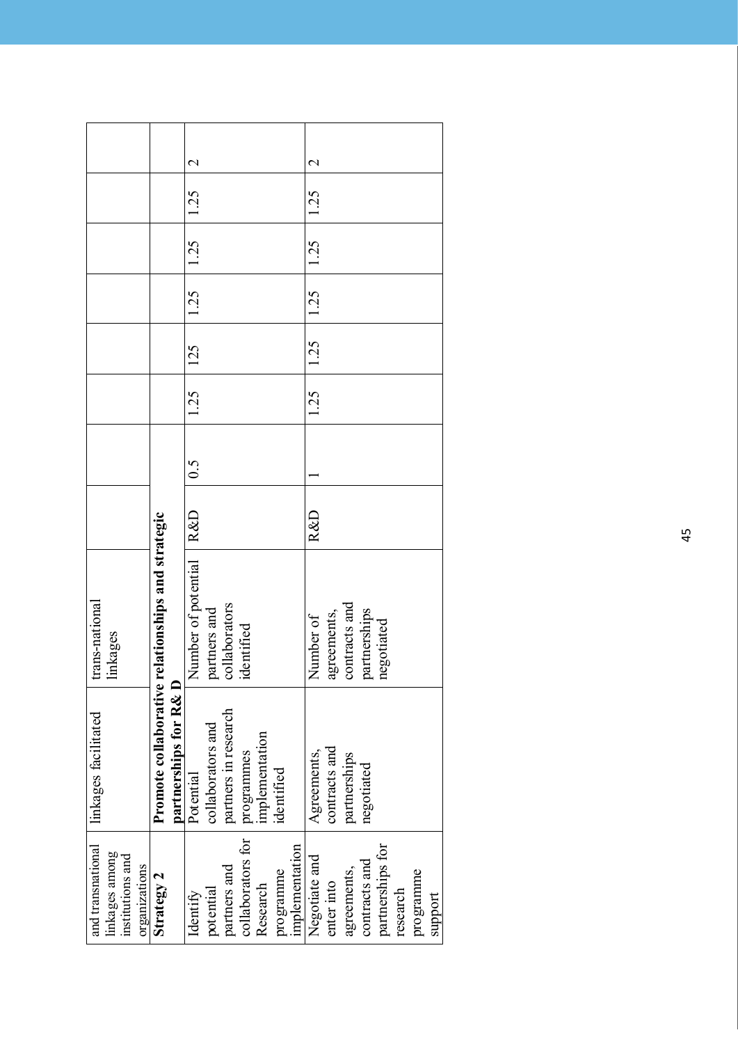| | | | | | | | | | | |
|---|---|---|---|---|---|---|---|---|---|---|
| and transnational linkages among institutions and organizations | linkages facilitated | trans-national linkages | | | | | | | | |
| **Strategy 2** | **Promote collaborative relationships and strategic partnerships for R& D** | | | | | | | | | |
| Identify potential partners and collaborators for Research programme implementation | Potential collaborators and partners in research programmes implementation identified | Number of potential partners and collaborators identified | R&D | 0.5 | 1.25 | 125 | 1.25 | 1.25 | 1.25 | 2 |
| Negotiate and enter into agreements, contracts and partnerships for research programme support | Agreements, contracts and partnerships negotiated | Number of agreements, contracts and partnerships negotiated | R&D | 1 | 1.25 | 1.25 | 1.25 | 1.25 | 1.25 | 2 |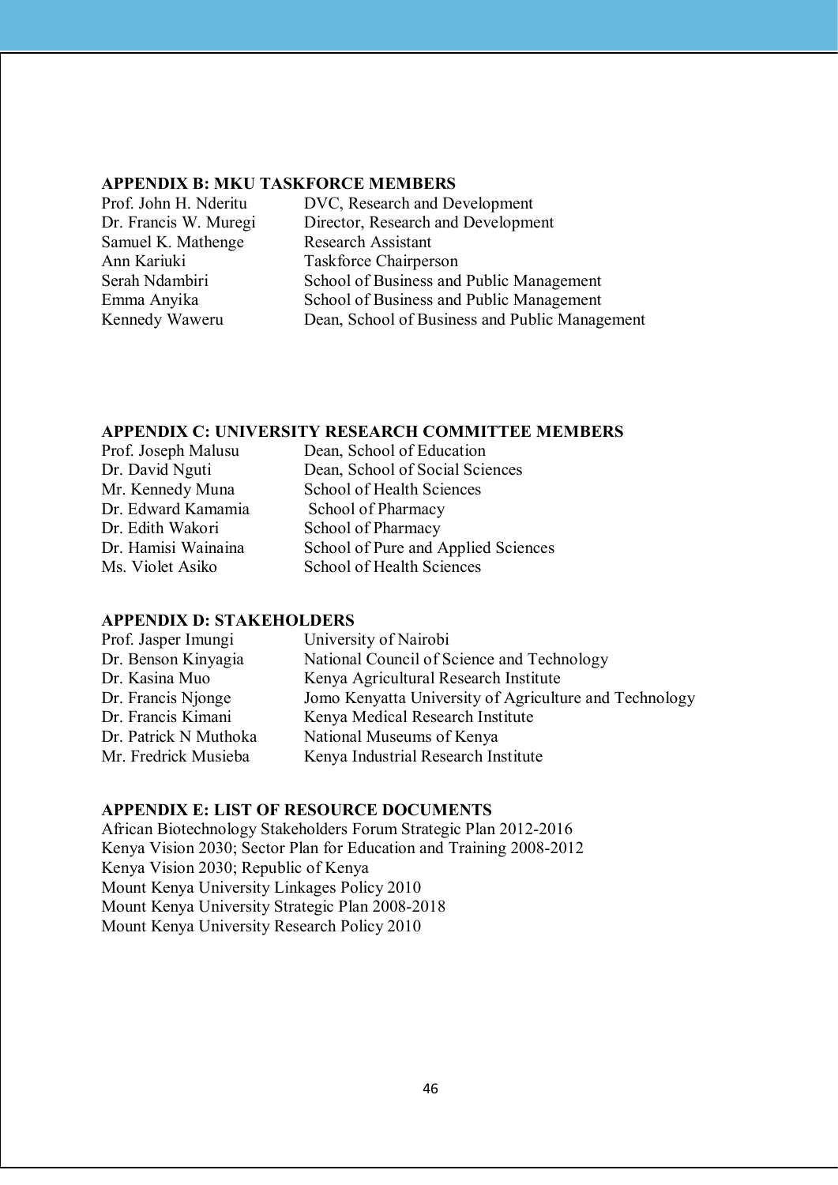## APPENDIX B: MKU TASKFORCE MEMBERS

| | |
|---|---|
| Prof. John H. Nderitu | DVC, Research and Development |
| Dr. Francis W. Muregi | Director, Research and Development |
| Samuel K. Mathenge | Research Assistant |
| Ann Kariuki | Taskforce Chairperson |
| Serah Ndambiri | School of Business and Public Management |
| Emma Anyika | School of Business and Public Management |
| Kennedy Waweru | Dean, School of Business and Public Management |

## APPENDIX C: UNIVERSITY RESEARCH COMMITTEE MEMBERS

| | |
|---|---|
| Prof. Joseph Malusu | Dean, School of Education |
| Dr. David Nguti | Dean, School of Social Sciences |
| Mr. Kennedy Muna | School of Health Sciences |
| Dr. Edward Kamamia | School of Pharmacy |
| Dr. Edith Wakori | School of Pharmacy |
| Dr. Hamisi Wainaina | School of Pure and Applied Sciences |
| Ms. Violet Asiko | School of Health Sciences |

## APPENDIX D: STAKEHOLDERS

| | |
|---|---|
| Prof. Jasper Imungi | University of Nairobi |
| Dr. Benson Kinyagia | National Council of Science and Technology |
| Dr. Kasina Muo | Kenya Agricultural Research Institute |
| Dr. Francis Njonge | Jomo Kenyatta University of Agriculture and Technology |
| Dr. Francis Kimani | Kenya Medical Research Institute |
| Dr. Patrick N Muthoka | National Museums of Kenya |
| Mr. Fredrick Musieba | Kenya Industrial Research Institute |

## APPENDIX E: LIST OF RESOURCE DOCUMENTS

African Biotechnology Stakeholders Forum Strategic Plan 2012-2016
Kenya Vision 2030; Sector Plan for Education and Training 2008-2012
Kenya Vision 2030; Republic of Kenya
Mount Kenya University Linkages Policy 2010
Mount Kenya University Strategic Plan 2008-2018
Mount Kenya University Research Policy 2010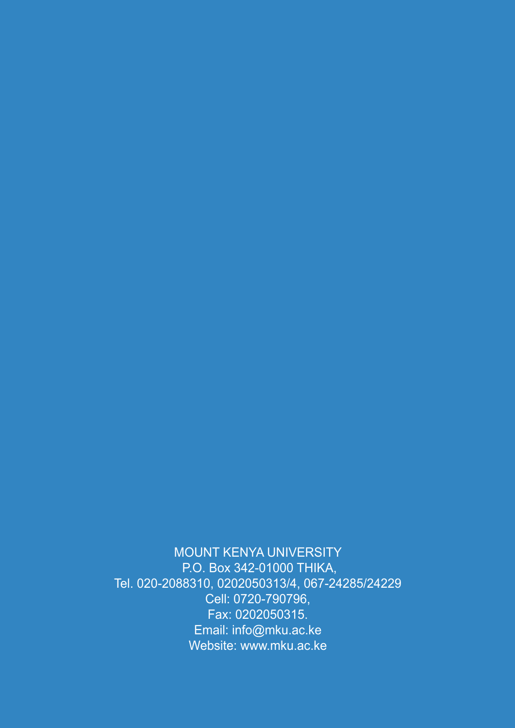MOUNT KENYA UNIVERSITY
P.O. Box 342-01000 THIKA,
Tel. 020-2088310, 0202050313/4, 067-24285/24229
Cell: 0720-790796,
Fax: 0202050315.
Email: info@mku.ac.ke
Website: www.mku.ac.ke